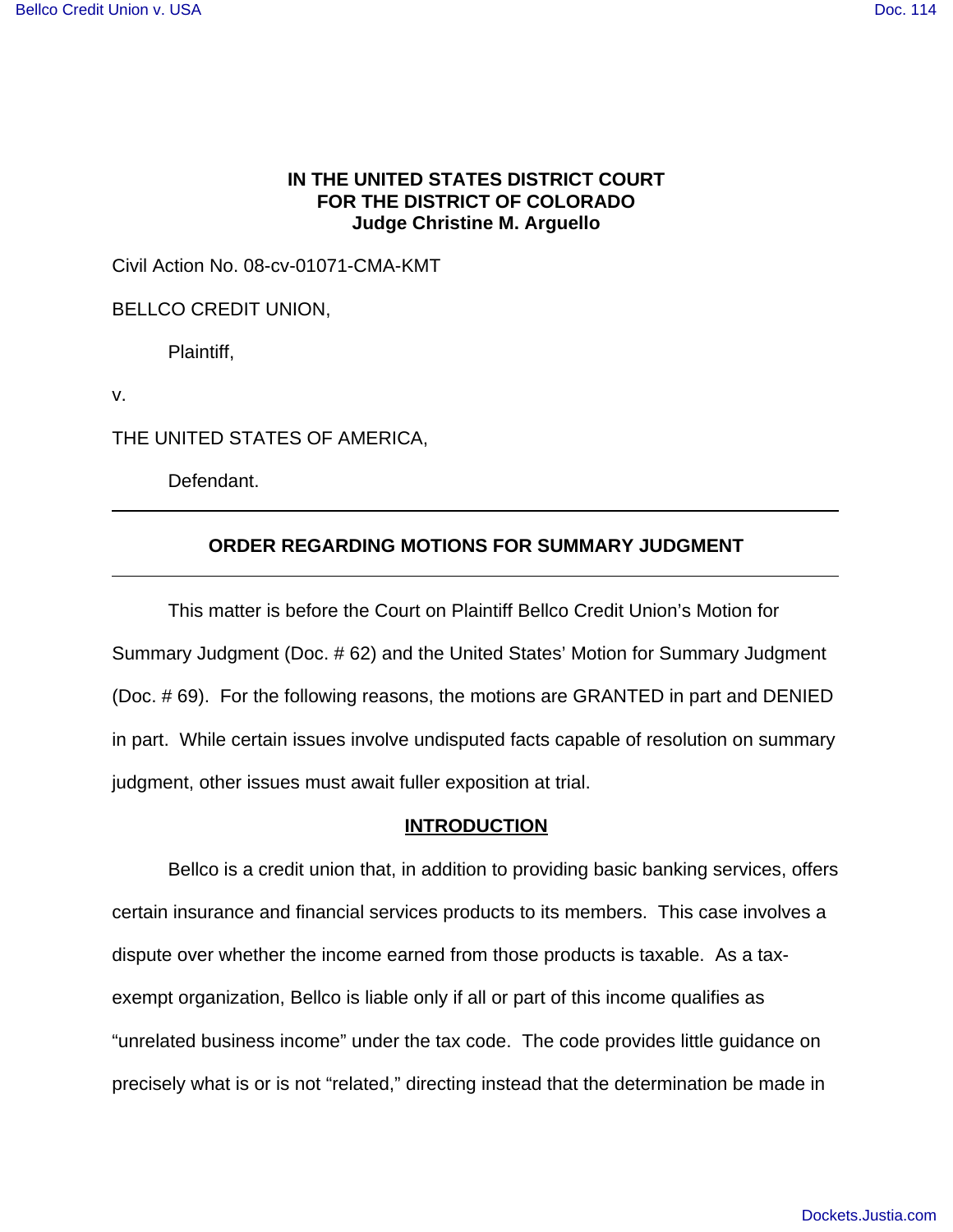**IN THE UNITED STATES DISTRICT COURT**
**FOR THE DISTRICT OF COLORADO**
**Judge Christine M. Arguello**

Civil Action No. 08-cv-01071-CMA-KMT

BELLCO CREDIT UNION,

Plaintiff,

v.

THE UNITED STATES OF AMERICA,

Defendant.

---

## ORDER REGARDING MOTIONS FOR SUMMARY JUDGMENT

---

This matter is before the Court on Plaintiff Bellco Credit Union's Motion for Summary Judgment (Doc. # 62) and the United States' Motion for Summary Judgment (Doc. # 69). For the following reasons, the motions are GRANTED in part and DENIED in part. While certain issues involve undisputed facts capable of resolution on summary judgment, other issues must await fuller exposition at trial.

## INTRODUCTION

Bellco is a credit union that, in addition to providing basic banking services, offers certain insurance and financial services products to its members. This case involves a dispute over whether the income earned from those products is taxable. As a tax-exempt organization, Bellco is liable only if all or part of this income qualifies as "unrelated business income" under the tax code. The code provides little guidance on precisely what is or is not "related," directing instead that the determination be made in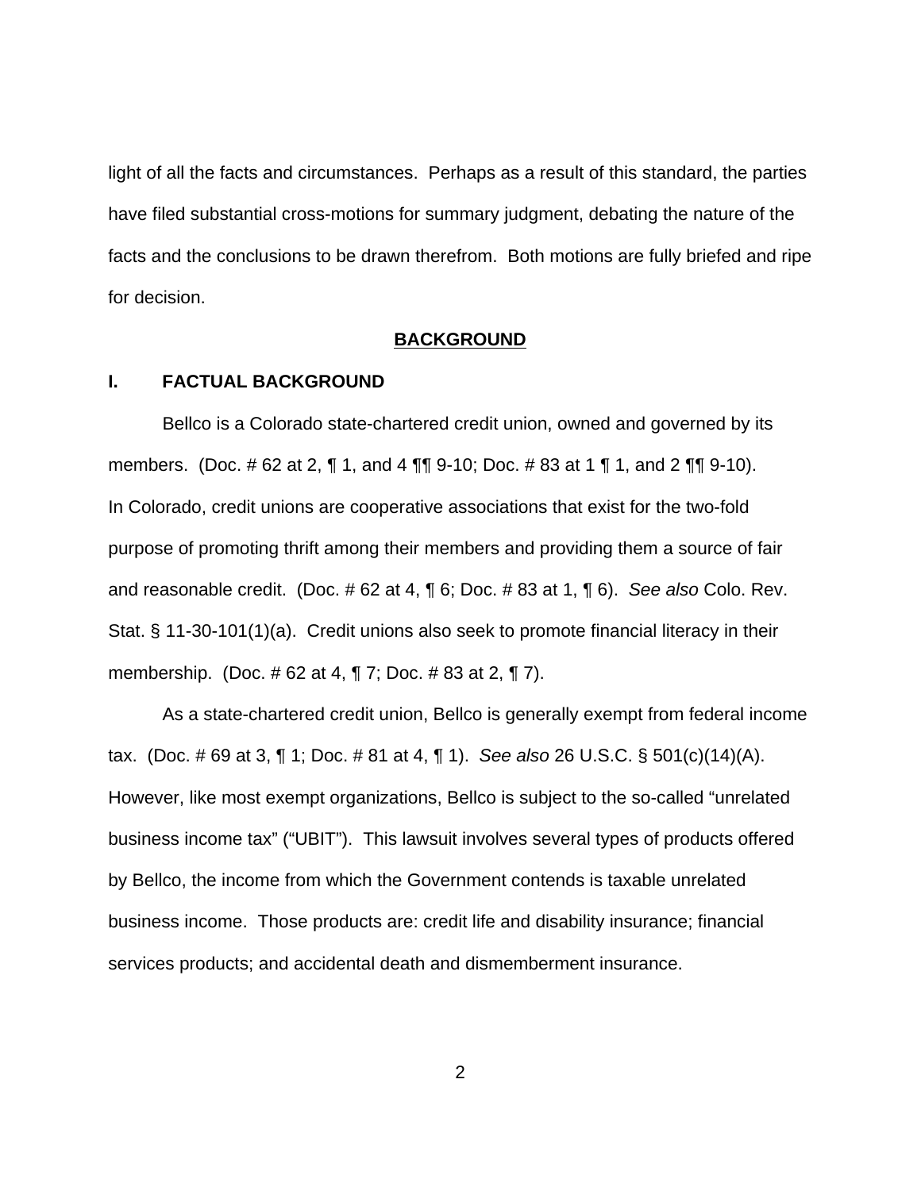light of all the facts and circumstances. Perhaps as a result of this standard, the parties have filed substantial cross-motions for summary judgment, debating the nature of the facts and the conclusions to be drawn therefrom. Both motions are fully briefed and ripe for decision.

## BACKGROUND

### I. FACTUAL BACKGROUND

Bellco is a Colorado state-chartered credit union, owned and governed by its members. (Doc. # 62 at 2, ¶ 1, and 4 ¶¶ 9-10; Doc. # 83 at 1 ¶ 1, and 2 ¶¶ 9-10). In Colorado, credit unions are cooperative associations that exist for the two-fold purpose of promoting thrift among their members and providing them a source of fair and reasonable credit. (Doc. # 62 at 4, ¶ 6; Doc. # 83 at 1, ¶ 6). *See also* Colo. Rev. Stat. § 11-30-101(1)(a). Credit unions also seek to promote financial literacy in their membership. (Doc. # 62 at 4, ¶ 7; Doc. # 83 at 2, ¶ 7).

As a state-chartered credit union, Bellco is generally exempt from federal income tax. (Doc. # 69 at 3, ¶ 1; Doc. # 81 at 4, ¶ 1). *See also* 26 U.S.C. § 501(c)(14)(A). However, like most exempt organizations, Bellco is subject to the so-called "unrelated business income tax" ("UBIT"). This lawsuit involves several types of products offered by Bellco, the income from which the Government contends is taxable unrelated business income. Those products are: credit life and disability insurance; financial services products; and accidental death and dismemberment insurance.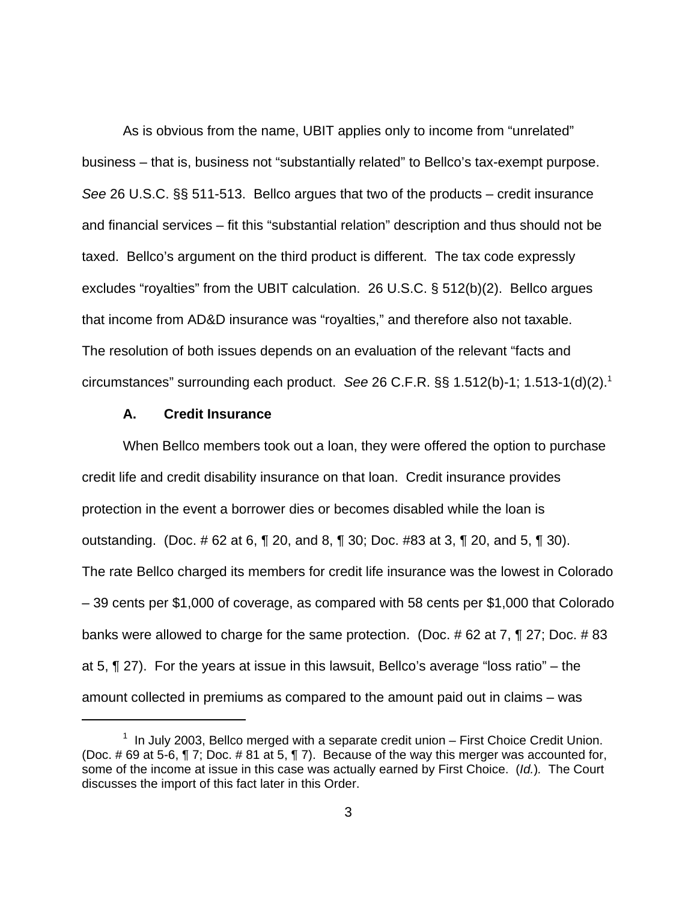As is obvious from the name, UBIT applies only to income from "unrelated" business – that is, business not "substantially related" to Bellco's tax-exempt purpose. *See* 26 U.S.C. §§ 511-513. Bellco argues that two of the products – credit insurance and financial services – fit this "substantial relation" description and thus should not be taxed. Bellco's argument on the third product is different. The tax code expressly excludes "royalties" from the UBIT calculation. 26 U.S.C. § 512(b)(2). Bellco argues that income from AD&D insurance was "royalties," and therefore also not taxable. The resolution of both issues depends on an evaluation of the relevant "facts and circumstances" surrounding each product. *See* 26 C.F.R. §§ 1.512(b)-1; 1.513-1(d)(2).[1]

### A. Credit Insurance

When Bellco members took out a loan, they were offered the option to purchase credit life and credit disability insurance on that loan. Credit insurance provides protection in the event a borrower dies or becomes disabled while the loan is outstanding. (Doc. # 62 at 6, ¶ 20, and 8, ¶ 30; Doc. #83 at 3, ¶ 20, and 5, ¶ 30). The rate Bellco charged its members for credit life insurance was the lowest in Colorado – 39 cents per $1,000 of coverage, as compared with 58 cents per $1,000 that Colorado banks were allowed to charge for the same protection. (Doc. # 62 at 7, ¶ 27; Doc. # 83 at 5, ¶ 27). For the years at issue in this lawsuit, Bellco's average "loss ratio" – the amount collected in premiums as compared to the amount paid out in claims – was

[1] In July 2003, Bellco merged with a separate credit union – First Choice Credit Union. (Doc. # 69 at 5-6, ¶ 7; Doc. # 81 at 5, ¶ 7). Because of the way this merger was accounted for, some of the income at issue in this case was actually earned by First Choice. (*Id.*). The Court discusses the import of this fact later in this Order.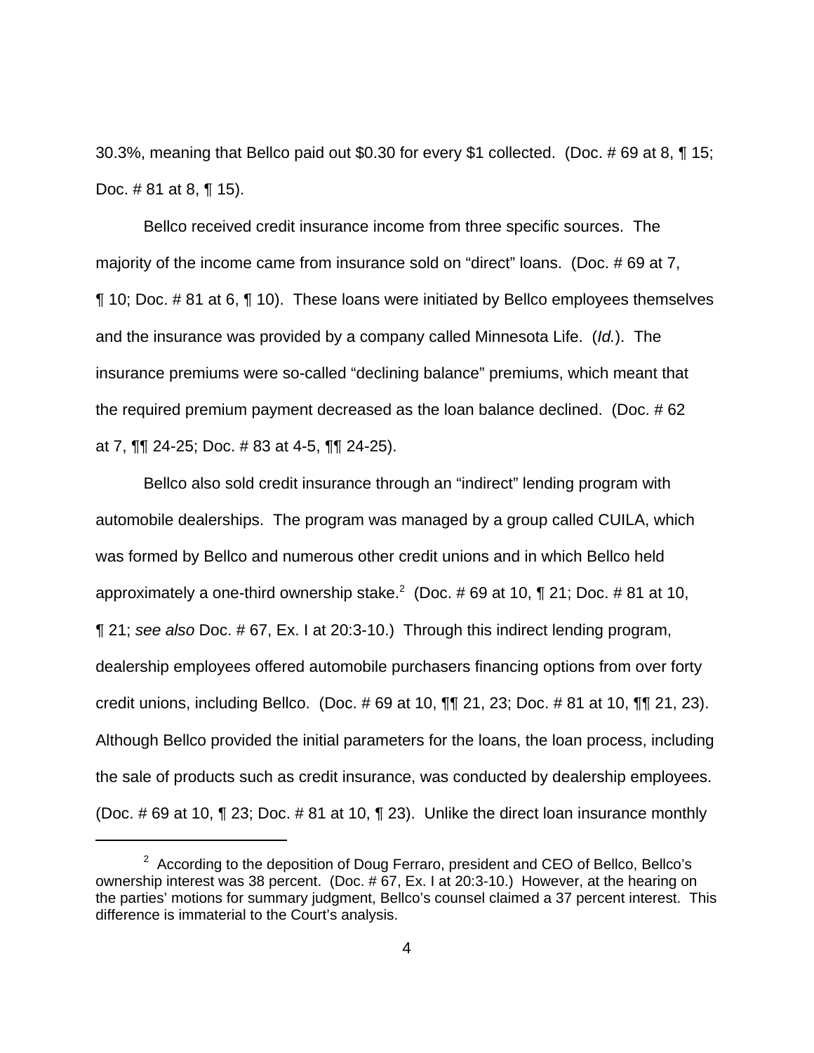30.3%, meaning that Bellco paid out $0.30 for every $1 collected. (Doc. # 69 at 8, ¶ 15; Doc. # 81 at 8, ¶ 15).

Bellco received credit insurance income from three specific sources. The majority of the income came from insurance sold on "direct" loans. (Doc. # 69 at 7, ¶ 10; Doc. # 81 at 6, ¶ 10). These loans were initiated by Bellco employees themselves and the insurance was provided by a company called Minnesota Life. (*Id.*). The insurance premiums were so-called "declining balance" premiums, which meant that the required premium payment decreased as the loan balance declined. (Doc. # 62 at 7, ¶¶ 24-25; Doc. # 83 at 4-5, ¶¶ 24-25).

Bellco also sold credit insurance through an "indirect" lending program with automobile dealerships. The program was managed by a group called CUILA, which was formed by Bellco and numerous other credit unions and in which Bellco held approximately a one-third ownership stake.[2] (Doc. # 69 at 10, ¶ 21; Doc. # 81 at 10, ¶ 21; *see also* Doc. # 67, Ex. I at 20:3-10.) Through this indirect lending program, dealership employees offered automobile purchasers financing options from over forty credit unions, including Bellco. (Doc. # 69 at 10, ¶¶ 21, 23; Doc. # 81 at 10, ¶¶ 21, 23). Although Bellco provided the initial parameters for the loans, the loan process, including the sale of products such as credit insurance, was conducted by dealership employees. (Doc. # 69 at 10, ¶ 23; Doc. # 81 at 10, ¶ 23). Unlike the direct loan insurance monthly

---

[2] According to the deposition of Doug Ferraro, president and CEO of Bellco, Bellco's ownership interest was 38 percent. (Doc. # 67, Ex. I at 20:3-10.) However, at the hearing on the parties' motions for summary judgment, Bellco's counsel claimed a 37 percent interest. This difference is immaterial to the Court's analysis.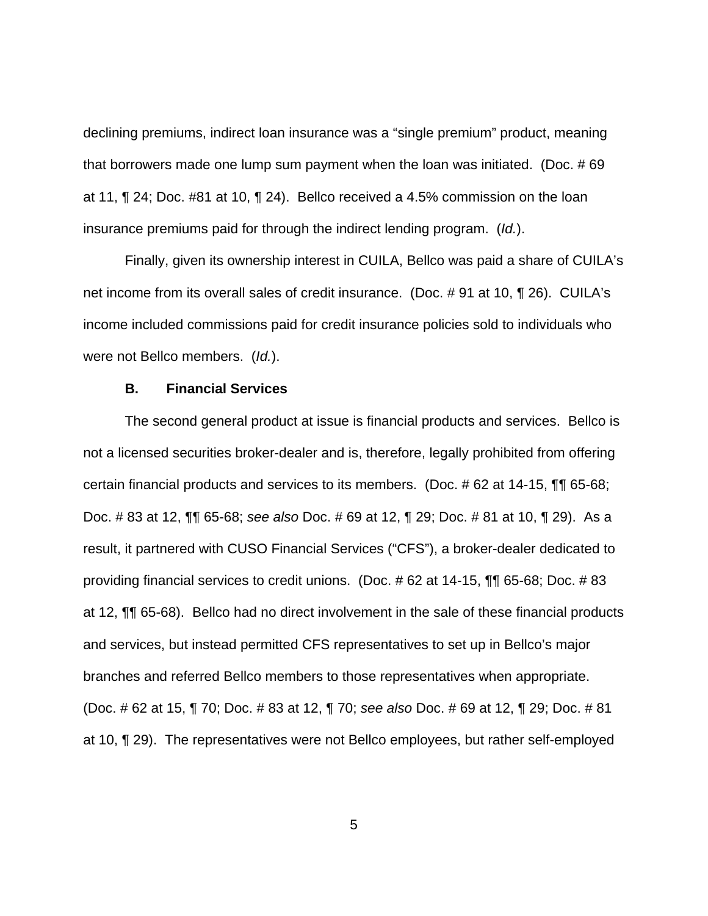declining premiums, indirect loan insurance was a "single premium" product, meaning that borrowers made one lump sum payment when the loan was initiated. (Doc. # 69 at 11, ¶ 24; Doc. #81 at 10, ¶ 24). Bellco received a 4.5% commission on the loan insurance premiums paid for through the indirect lending program. (*Id.*).

Finally, given its ownership interest in CUILA, Bellco was paid a share of CUILA's net income from its overall sales of credit insurance. (Doc. # 91 at 10, ¶ 26). CUILA's income included commissions paid for credit insurance policies sold to individuals who were not Bellco members. (*Id.*).

### B. Financial Services

The second general product at issue is financial products and services. Bellco is not a licensed securities broker-dealer and is, therefore, legally prohibited from offering certain financial products and services to its members. (Doc. # 62 at 14-15, ¶¶ 65-68; Doc. # 83 at 12, ¶¶ 65-68; *see also* Doc. # 69 at 12, ¶ 29; Doc. # 81 at 10, ¶ 29). As a result, it partnered with CUSO Financial Services ("CFS"), a broker-dealer dedicated to providing financial services to credit unions. (Doc. # 62 at 14-15, ¶¶ 65-68; Doc. # 83 at 12, ¶¶ 65-68). Bellco had no direct involvement in the sale of these financial products and services, but instead permitted CFS representatives to set up in Bellco's major branches and referred Bellco members to those representatives when appropriate. (Doc. # 62 at 15, ¶ 70; Doc. # 83 at 12, ¶ 70; *see also* Doc. # 69 at 12, ¶ 29; Doc. # 81 at 10, ¶ 29). The representatives were not Bellco employees, but rather self-employed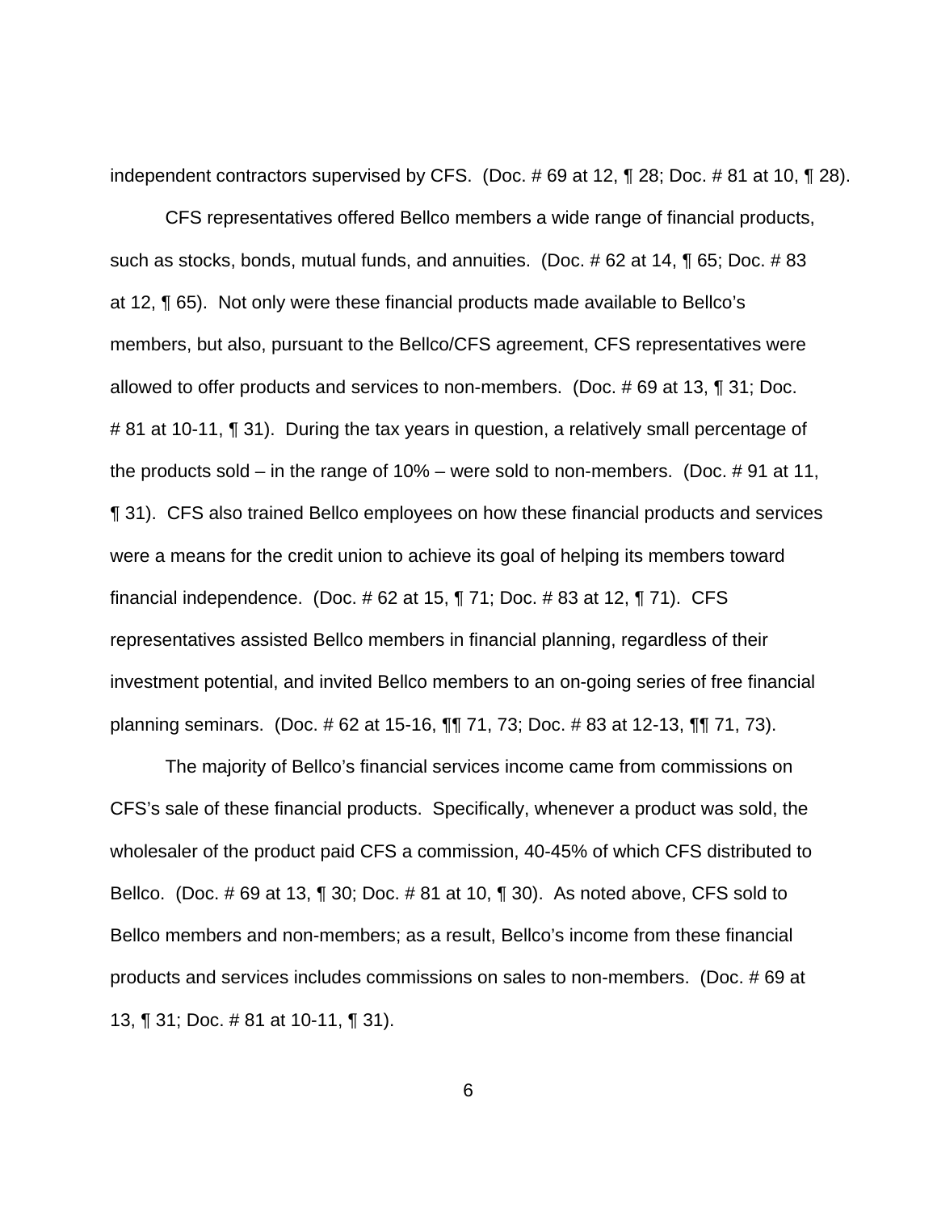independent contractors supervised by CFS. (Doc. # 69 at 12, ¶ 28; Doc. # 81 at 10, ¶ 28).

CFS representatives offered Bellco members a wide range of financial products, such as stocks, bonds, mutual funds, and annuities. (Doc. # 62 at 14, ¶ 65; Doc. # 83 at 12, ¶ 65). Not only were these financial products made available to Bellco's members, but also, pursuant to the Bellco/CFS agreement, CFS representatives were allowed to offer products and services to non-members. (Doc. # 69 at 13, ¶ 31; Doc. # 81 at 10-11, ¶ 31). During the tax years in question, a relatively small percentage of the products sold – in the range of 10% – were sold to non-members. (Doc. # 91 at 11, ¶ 31). CFS also trained Bellco employees on how these financial products and services were a means for the credit union to achieve its goal of helping its members toward financial independence. (Doc. # 62 at 15, ¶ 71; Doc. # 83 at 12, ¶ 71). CFS representatives assisted Bellco members in financial planning, regardless of their investment potential, and invited Bellco members to an on-going series of free financial planning seminars. (Doc. # 62 at 15-16, ¶¶ 71, 73; Doc. # 83 at 12-13, ¶¶ 71, 73).

The majority of Bellco's financial services income came from commissions on CFS's sale of these financial products. Specifically, whenever a product was sold, the wholesaler of the product paid CFS a commission, 40-45% of which CFS distributed to Bellco. (Doc. # 69 at 13, ¶ 30; Doc. # 81 at 10, ¶ 30). As noted above, CFS sold to Bellco members and non-members; as a result, Bellco's income from these financial products and services includes commissions on sales to non-members. (Doc. # 69 at 13, ¶ 31; Doc. # 81 at 10-11, ¶ 31).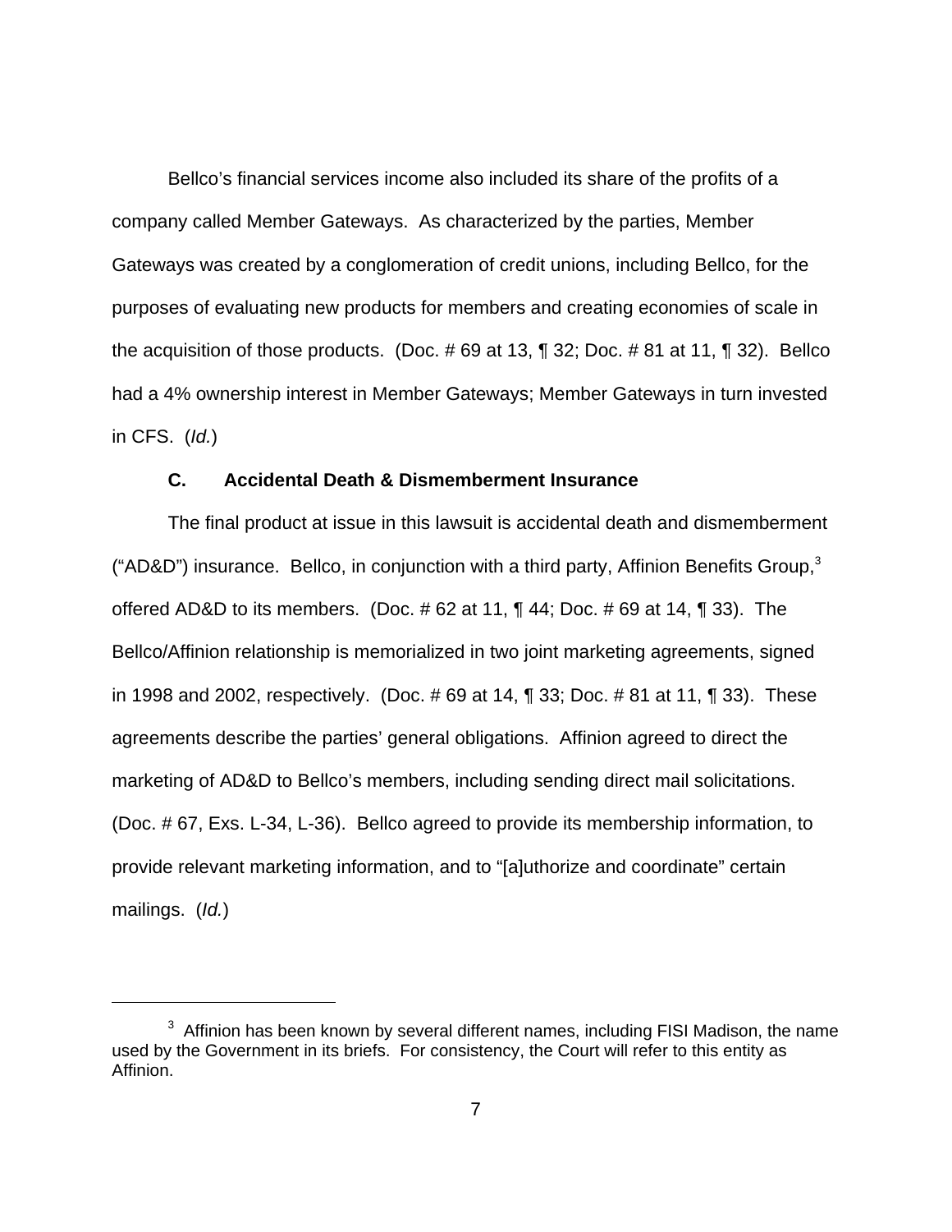Bellco's financial services income also included its share of the profits of a company called Member Gateways. As characterized by the parties, Member Gateways was created by a conglomeration of credit unions, including Bellco, for the purposes of evaluating new products for members and creating economies of scale in the acquisition of those products. (Doc. # 69 at 13, ¶ 32; Doc. # 81 at 11, ¶ 32). Bellco had a 4% ownership interest in Member Gateways; Member Gateways in turn invested in CFS. (*Id.*)

### C. Accidental Death & Dismemberment Insurance

The final product at issue in this lawsuit is accidental death and dismemberment ("AD&D") insurance. Bellco, in conjunction with a third party, Affinion Benefits Group,[3] offered AD&D to its members. (Doc. # 62 at 11, ¶ 44; Doc. # 69 at 14, ¶ 33). The Bellco/Affinion relationship is memorialized in two joint marketing agreements, signed in 1998 and 2002, respectively. (Doc. # 69 at 14, ¶ 33; Doc. # 81 at 11, ¶ 33). These agreements describe the parties' general obligations. Affinion agreed to direct the marketing of AD&D to Bellco's members, including sending direct mail solicitations. (Doc. # 67, Exs. L-34, L-36). Bellco agreed to provide its membership information, to provide relevant marketing information, and to "[a]uthorize and coordinate" certain mailings. (*Id.*)

---

[3] Affinion has been known by several different names, including FISI Madison, the name used by the Government in its briefs. For consistency, the Court will refer to this entity as Affinion.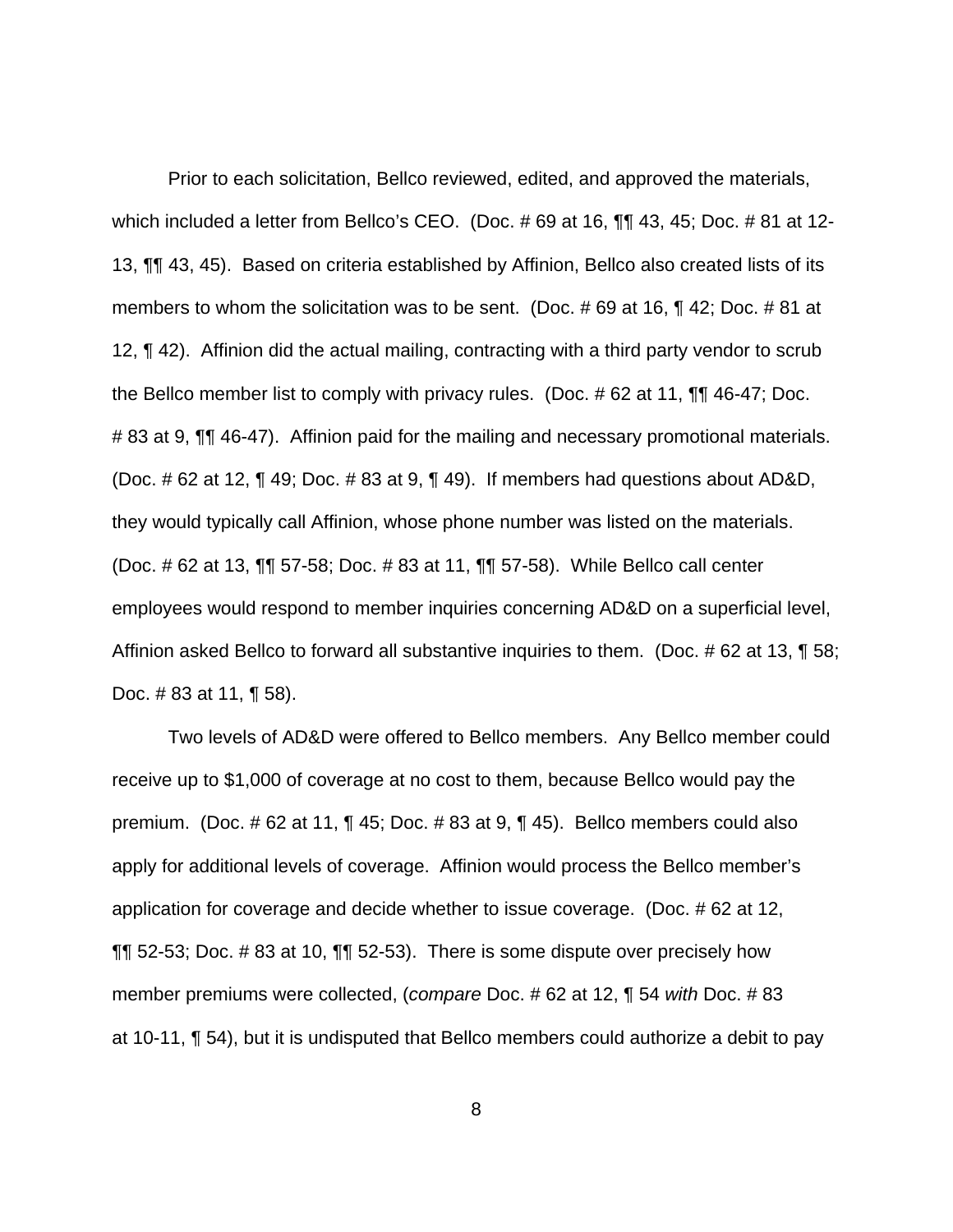Prior to each solicitation, Bellco reviewed, edited, and approved the materials, which included a letter from Bellco's CEO. (Doc. # 69 at 16, ¶¶ 43, 45; Doc. # 81 at 12-13, ¶¶ 43, 45). Based on criteria established by Affinion, Bellco also created lists of its members to whom the solicitation was to be sent. (Doc. # 69 at 16, ¶ 42; Doc. # 81 at 12, ¶ 42). Affinion did the actual mailing, contracting with a third party vendor to scrub the Bellco member list to comply with privacy rules. (Doc. # 62 at 11, ¶¶ 46-47; Doc. # 83 at 9, ¶¶ 46-47). Affinion paid for the mailing and necessary promotional materials. (Doc. # 62 at 12, ¶ 49; Doc. # 83 at 9, ¶ 49). If members had questions about AD&D, they would typically call Affinion, whose phone number was listed on the materials. (Doc. # 62 at 13, ¶¶ 57-58; Doc. # 83 at 11, ¶¶ 57-58). While Bellco call center employees would respond to member inquiries concerning AD&D on a superficial level, Affinion asked Bellco to forward all substantive inquiries to them. (Doc. # 62 at 13, ¶ 58; Doc. # 83 at 11, ¶ 58).

Two levels of AD&D were offered to Bellco members. Any Bellco member could receive up to $1,000 of coverage at no cost to them, because Bellco would pay the premium. (Doc. # 62 at 11, ¶ 45; Doc. # 83 at 9, ¶ 45). Bellco members could also apply for additional levels of coverage. Affinion would process the Bellco member's application for coverage and decide whether to issue coverage. (Doc. # 62 at 12, ¶¶ 52-53; Doc. # 83 at 10, ¶¶ 52-53). There is some dispute over precisely how member premiums were collected, (*compare* Doc. # 62 at 12, ¶ 54 *with* Doc. # 83 at 10-11, ¶ 54), but it is undisputed that Bellco members could authorize a debit to pay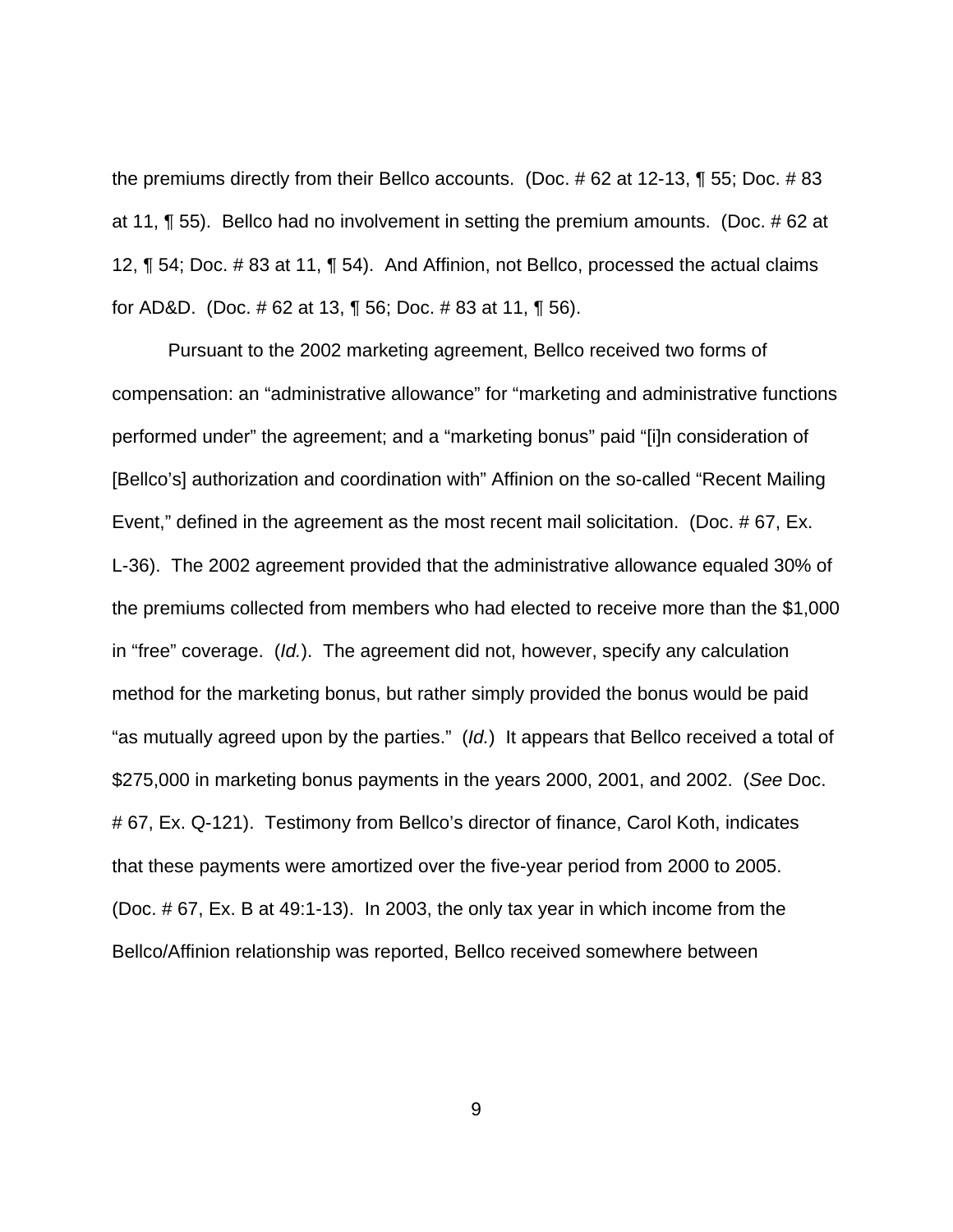the premiums directly from their Bellco accounts. (Doc. # 62 at 12-13, ¶ 55; Doc. # 83 at 11, ¶ 55). Bellco had no involvement in setting the premium amounts. (Doc. # 62 at 12, ¶ 54; Doc. # 83 at 11, ¶ 54). And Affinion, not Bellco, processed the actual claims for AD&D. (Doc. # 62 at 13, ¶ 56; Doc. # 83 at 11, ¶ 56).

Pursuant to the 2002 marketing agreement, Bellco received two forms of compensation: an "administrative allowance" for "marketing and administrative functions performed under" the agreement; and a "marketing bonus" paid "[i]n consideration of [Bellco's] authorization and coordination with" Affinion on the so-called "Recent Mailing Event," defined in the agreement as the most recent mail solicitation. (Doc. # 67, Ex. L-36). The 2002 agreement provided that the administrative allowance equaled 30% of the premiums collected from members who had elected to receive more than the $1,000 in "free" coverage. (*Id.*). The agreement did not, however, specify any calculation method for the marketing bonus, but rather simply provided the bonus would be paid "as mutually agreed upon by the parties." (*Id.*) It appears that Bellco received a total of $275,000 in marketing bonus payments in the years 2000, 2001, and 2002. (*See* Doc. # 67, Ex. Q-121). Testimony from Bellco's director of finance, Carol Koth, indicates that these payments were amortized over the five-year period from 2000 to 2005. (Doc. # 67, Ex. B at 49:1-13). In 2003, the only tax year in which income from the Bellco/Affinion relationship was reported, Bellco received somewhere between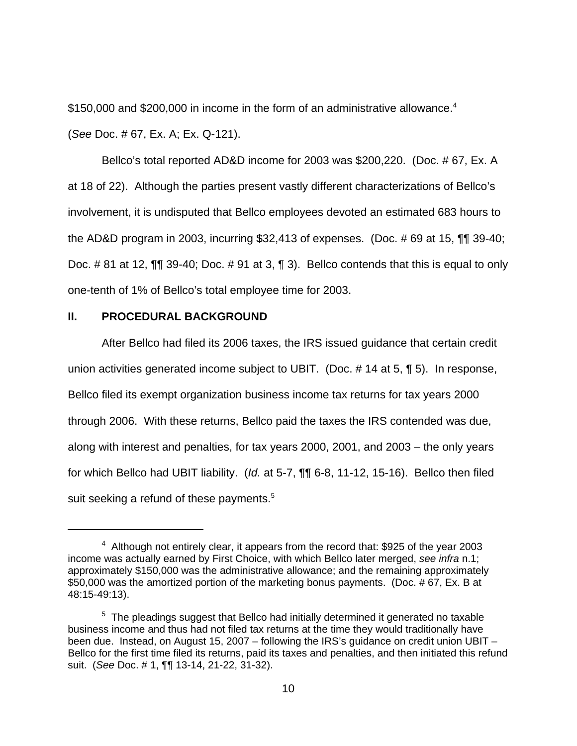$150,000 and $200,000 in income in the form of an administrative allowance.[4] (*See* Doc. # 67, Ex. A; Ex. Q-121).

Bellco's total reported AD&D income for 2003 was $200,220. (Doc. # 67, Ex. A at 18 of 22). Although the parties present vastly different characterizations of Bellco's involvement, it is undisputed that Bellco employees devoted an estimated 683 hours to the AD&D program in 2003, incurring $32,413 of expenses. (Doc. # 69 at 15, ¶¶ 39-40; Doc. # 81 at 12, ¶¶ 39-40; Doc. # 91 at 3, ¶ 3). Bellco contends that this is equal to only one-tenth of 1% of Bellco's total employee time for 2003.

## II. PROCEDURAL BACKGROUND

After Bellco had filed its 2006 taxes, the IRS issued guidance that certain credit union activities generated income subject to UBIT. (Doc. # 14 at 5, ¶ 5). In response, Bellco filed its exempt organization business income tax returns for tax years 2000 through 2006. With these returns, Bellco paid the taxes the IRS contended was due, along with interest and penalties, for tax years 2000, 2001, and 2003 – the only years for which Bellco had UBIT liability. (*Id.* at 5-7, ¶¶ 6-8, 11-12, 15-16). Bellco then filed suit seeking a refund of these payments.[5]

---

[4] Although not entirely clear, it appears from the record that: $925 of the year 2003 income was actually earned by First Choice, with which Bellco later merged, *see infra* n.1; approximately $150,000 was the administrative allowance; and the remaining approximately $50,000 was the amortized portion of the marketing bonus payments. (Doc. # 67, Ex. B at 48:15-49:13).

[5] The pleadings suggest that Bellco had initially determined it generated no taxable business income and thus had not filed tax returns at the time they would traditionally have been due. Instead, on August 15, 2007 – following the IRS's guidance on credit union UBIT – Bellco for the first time filed its returns, paid its taxes and penalties, and then initiated this refund suit. (*See* Doc. # 1, ¶¶ 13-14, 21-22, 31-32).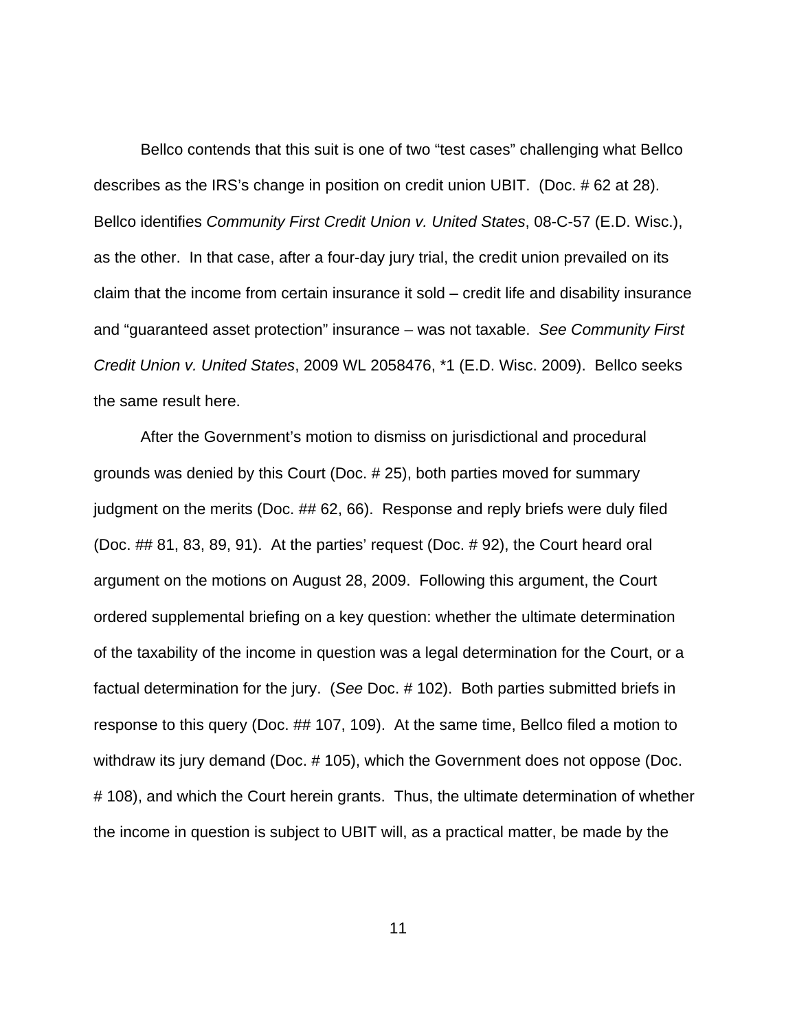Bellco contends that this suit is one of two "test cases" challenging what Bellco describes as the IRS's change in position on credit union UBIT. (Doc. # 62 at 28). Bellco identifies *Community First Credit Union v. United States*, 08-C-57 (E.D. Wisc.), as the other. In that case, after a four-day jury trial, the credit union prevailed on its claim that the income from certain insurance it sold – credit life and disability insurance and "guaranteed asset protection" insurance – was not taxable. *See Community First Credit Union v. United States*, 2009 WL 2058476, *1 (E.D. Wisc. 2009). Bellco seeks the same result here.

After the Government's motion to dismiss on jurisdictional and procedural grounds was denied by this Court (Doc. # 25), both parties moved for summary judgment on the merits (Doc. ## 62, 66). Response and reply briefs were duly filed (Doc. ## 81, 83, 89, 91). At the parties' request (Doc. # 92), the Court heard oral argument on the motions on August 28, 2009. Following this argument, the Court ordered supplemental briefing on a key question: whether the ultimate determination of the taxability of the income in question was a legal determination for the Court, or a factual determination for the jury. (*See* Doc. # 102). Both parties submitted briefs in response to this query (Doc. ## 107, 109). At the same time, Bellco filed a motion to withdraw its jury demand (Doc. # 105), which the Government does not oppose (Doc. # 108), and which the Court herein grants. Thus, the ultimate determination of whether the income in question is subject to UBIT will, as a practical matter, be made by the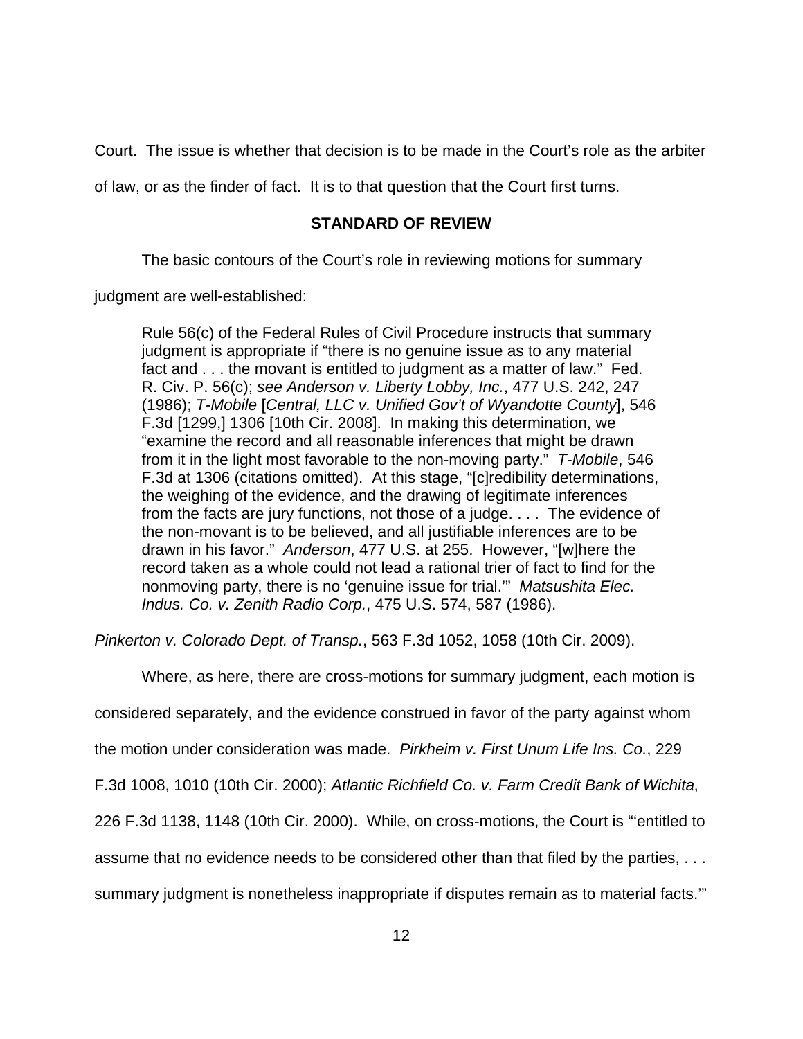Court. The issue is whether that decision is to be made in the Court's role as the arbiter of law, or as the finder of fact. It is to that question that the Court first turns.

## **STANDARD OF REVIEW**

The basic contours of the Court's role in reviewing motions for summary judgment are well-established:

> Rule 56(c) of the Federal Rules of Civil Procedure instructs that summary judgment is appropriate if "there is no genuine issue as to any material fact and . . . the movant is entitled to judgment as a matter of law." Fed. R. Civ. P. 56(c); *see Anderson v. Liberty Lobby, Inc.*, 477 U.S. 242, 247 (1986); *T-Mobile* [*Central, LLC v. Unified Gov't of Wyandotte County*], 546 F.3d [1299,] 1306 [10th Cir. 2008]. In making this determination, we "examine the record and all reasonable inferences that might be drawn from it in the light most favorable to the non-moving party." *T-Mobile*, 546 F.3d at 1306 (citations omitted). At this stage, "[c]redibility determinations, the weighing of the evidence, and the drawing of legitimate inferences from the facts are jury functions, not those of a judge. . . . The evidence of the non-movant is to be believed, and all justifiable inferences are to be drawn in his favor." *Anderson*, 477 U.S. at 255. However, "[w]here the record taken as a whole could not lead a rational trier of fact to find for the nonmoving party, there is no 'genuine issue for trial.'" *Matsushita Elec. Indus. Co. v. Zenith Radio Corp.*, 475 U.S. 574, 587 (1986).

*Pinkerton v. Colorado Dept. of Transp.*, 563 F.3d 1052, 1058 (10th Cir. 2009).

Where, as here, there are cross-motions for summary judgment, each motion is considered separately, and the evidence construed in favor of the party against whom the motion under consideration was made. *Pirkheim v. First Unum Life Ins. Co.*, 229 F.3d 1008, 1010 (10th Cir. 2000); *Atlantic Richfield Co. v. Farm Credit Bank of Wichita*, 226 F.3d 1138, 1148 (10th Cir. 2000). While, on cross-motions, the Court is "'entitled to assume that no evidence needs to be considered other than that filed by the parties, . . . summary judgment is nonetheless inappropriate if disputes remain as to material facts.'"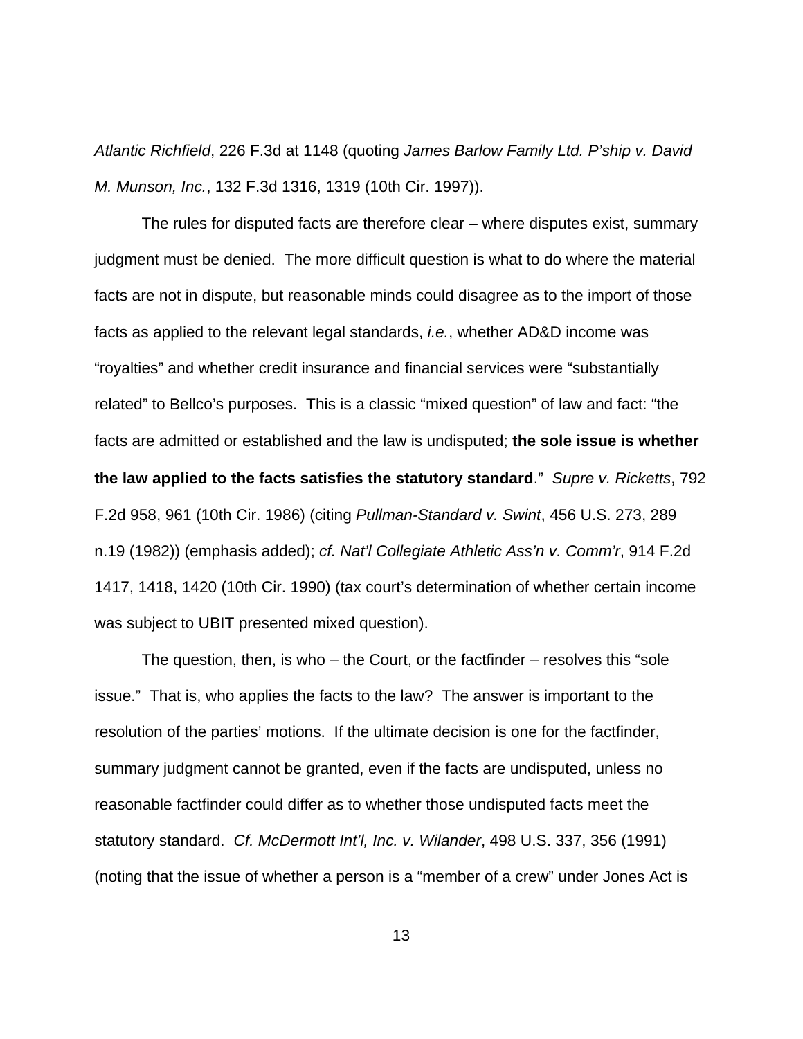*Atlantic Richfield*, 226 F.3d at 1148 (quoting *James Barlow Family Ltd. P'ship v. David M. Munson, Inc.*, 132 F.3d 1316, 1319 (10th Cir. 1997)).

The rules for disputed facts are therefore clear – where disputes exist, summary judgment must be denied. The more difficult question is what to do where the material facts are not in dispute, but reasonable minds could disagree as to the import of those facts as applied to the relevant legal standards, *i.e.*, whether AD&D income was "royalties" and whether credit insurance and financial services were "substantially related" to Bellco's purposes. This is a classic "mixed question" of law and fact: "the facts are admitted or established and the law is undisputed; **the sole issue is whether the law applied to the facts satisfies the statutory standard**." *Supre v. Ricketts*, 792 F.2d 958, 961 (10th Cir. 1986) (citing *Pullman-Standard v. Swint*, 456 U.S. 273, 289 n.19 (1982)) (emphasis added); *cf. Nat'l Collegiate Athletic Ass'n v. Comm'r*, 914 F.2d 1417, 1418, 1420 (10th Cir. 1990) (tax court's determination of whether certain income was subject to UBIT presented mixed question).

The question, then, is who – the Court, or the factfinder – resolves this "sole issue." That is, who applies the facts to the law? The answer is important to the resolution of the parties' motions. If the ultimate decision is one for the factfinder, summary judgment cannot be granted, even if the facts are undisputed, unless no reasonable factfinder could differ as to whether those undisputed facts meet the statutory standard. *Cf. McDermott Int'l, Inc. v. Wilander*, 498 U.S. 337, 356 (1991) (noting that the issue of whether a person is a "member of a crew" under Jones Act is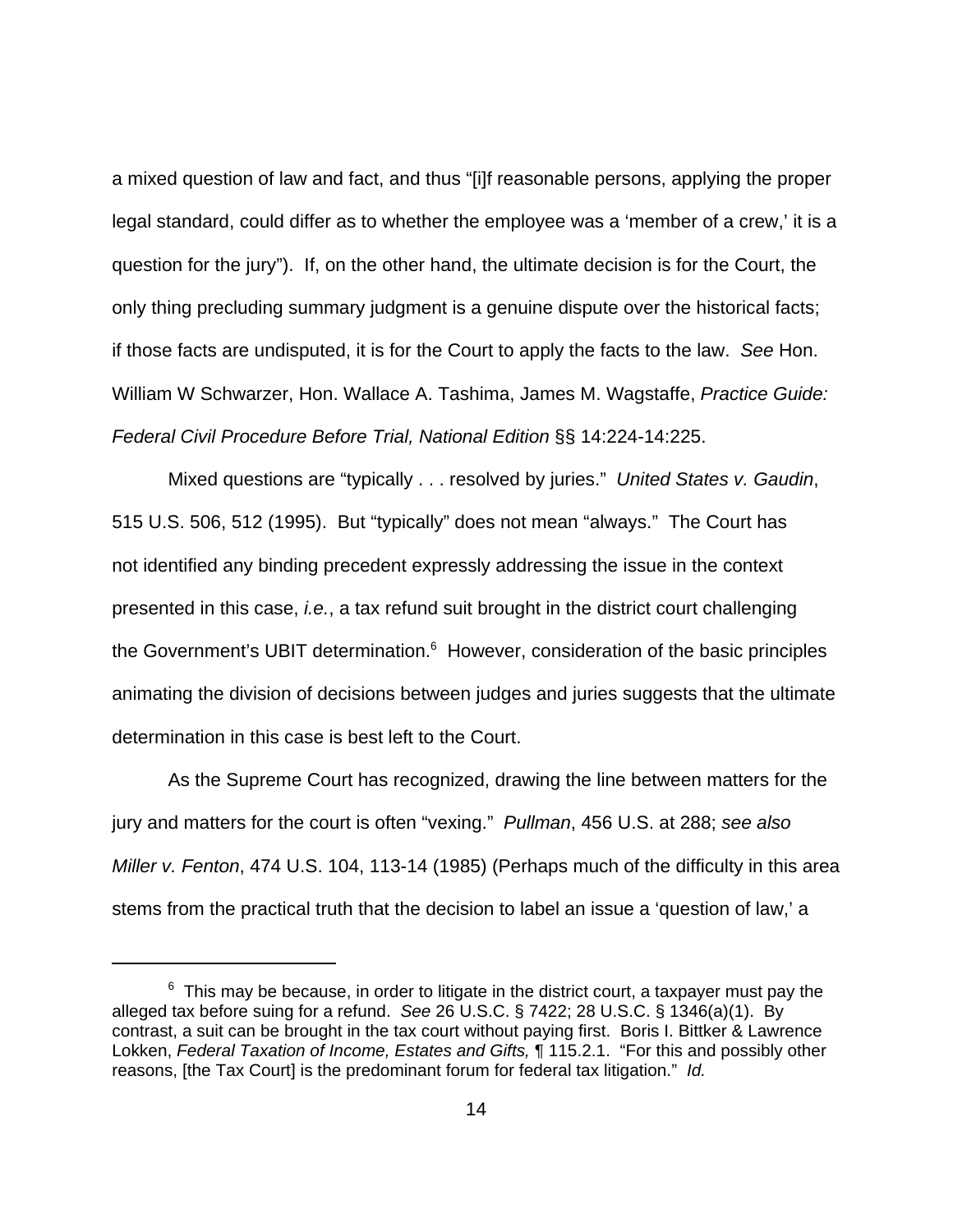a mixed question of law and fact, and thus "[i]f reasonable persons, applying the proper legal standard, could differ as to whether the employee was a 'member of a crew,' it is a question for the jury"). If, on the other hand, the ultimate decision is for the Court, the only thing precluding summary judgment is a genuine dispute over the historical facts; if those facts are undisputed, it is for the Court to apply the facts to the law. *See* Hon. William W Schwarzer, Hon. Wallace A. Tashima, James M. Wagstaffe, *Practice Guide: Federal Civil Procedure Before Trial, National Edition* §§ 14:224-14:225.

Mixed questions are "typically . . . resolved by juries." *United States v. Gaudin*, 515 U.S. 506, 512 (1995). But "typically" does not mean "always." The Court has not identified any binding precedent expressly addressing the issue in the context presented in this case, *i.e.*, a tax refund suit brought in the district court challenging the Government's UBIT determination.[6] However, consideration of the basic principles animating the division of decisions between judges and juries suggests that the ultimate determination in this case is best left to the Court.

As the Supreme Court has recognized, drawing the line between matters for the jury and matters for the court is often "vexing." *Pullman*, 456 U.S. at 288; *see also Miller v. Fenton*, 474 U.S. 104, 113-14 (1985) (Perhaps much of the difficulty in this area stems from the practical truth that the decision to label an issue a 'question of law,' a

---

[6] This may be because, in order to litigate in the district court, a taxpayer must pay the alleged tax before suing for a refund. *See* 26 U.S.C. § 7422; 28 U.S.C. § 1346(a)(1). By contrast, a suit can be brought in the tax court without paying first. Boris I. Bittker & Lawrence Lokken, *Federal Taxation of Income, Estates and Gifts,* ¶ 115.2.1. "For this and possibly other reasons, [the Tax Court] is the predominant forum for federal tax litigation." *Id.*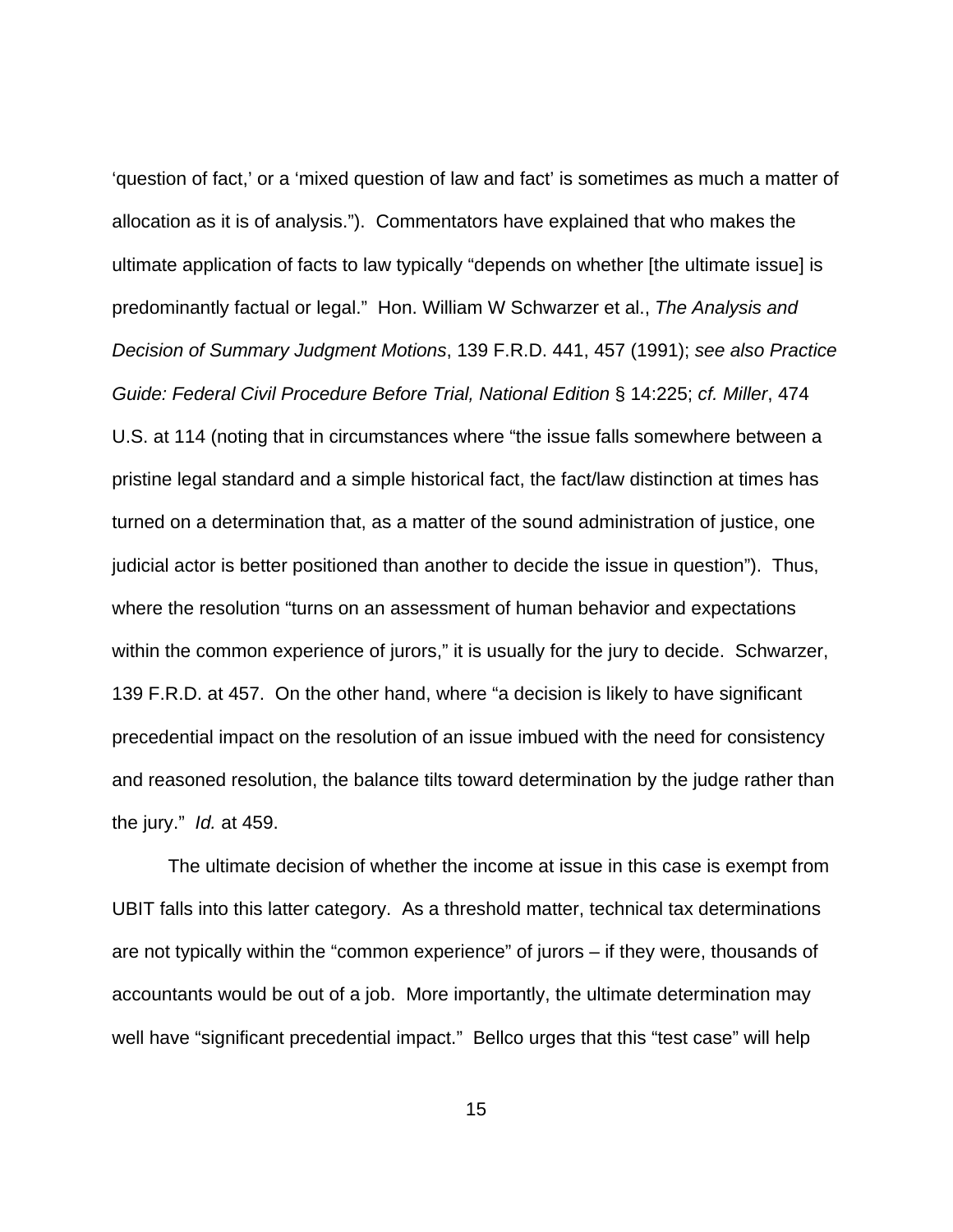'question of fact,' or a 'mixed question of law and fact' is sometimes as much a matter of allocation as it is of analysis."). Commentators have explained that who makes the ultimate application of facts to law typically "depends on whether [the ultimate issue] is predominantly factual or legal." Hon. William W Schwarzer et al., *The Analysis and Decision of Summary Judgment Motions*, 139 F.R.D. 441, 457 (1991); *see also Practice Guide: Federal Civil Procedure Before Trial, National Edition* § 14:225; *cf. Miller*, 474 U.S. at 114 (noting that in circumstances where "the issue falls somewhere between a pristine legal standard and a simple historical fact, the fact/law distinction at times has turned on a determination that, as a matter of the sound administration of justice, one judicial actor is better positioned than another to decide the issue in question"). Thus, where the resolution "turns on an assessment of human behavior and expectations within the common experience of jurors," it is usually for the jury to decide. Schwarzer, 139 F.R.D. at 457. On the other hand, where "a decision is likely to have significant precedential impact on the resolution of an issue imbued with the need for consistency and reasoned resolution, the balance tilts toward determination by the judge rather than the jury." *Id.* at 459.

The ultimate decision of whether the income at issue in this case is exempt from UBIT falls into this latter category. As a threshold matter, technical tax determinations are not typically within the "common experience" of jurors – if they were, thousands of accountants would be out of a job. More importantly, the ultimate determination may well have "significant precedential impact." Bellco urges that this "test case" will help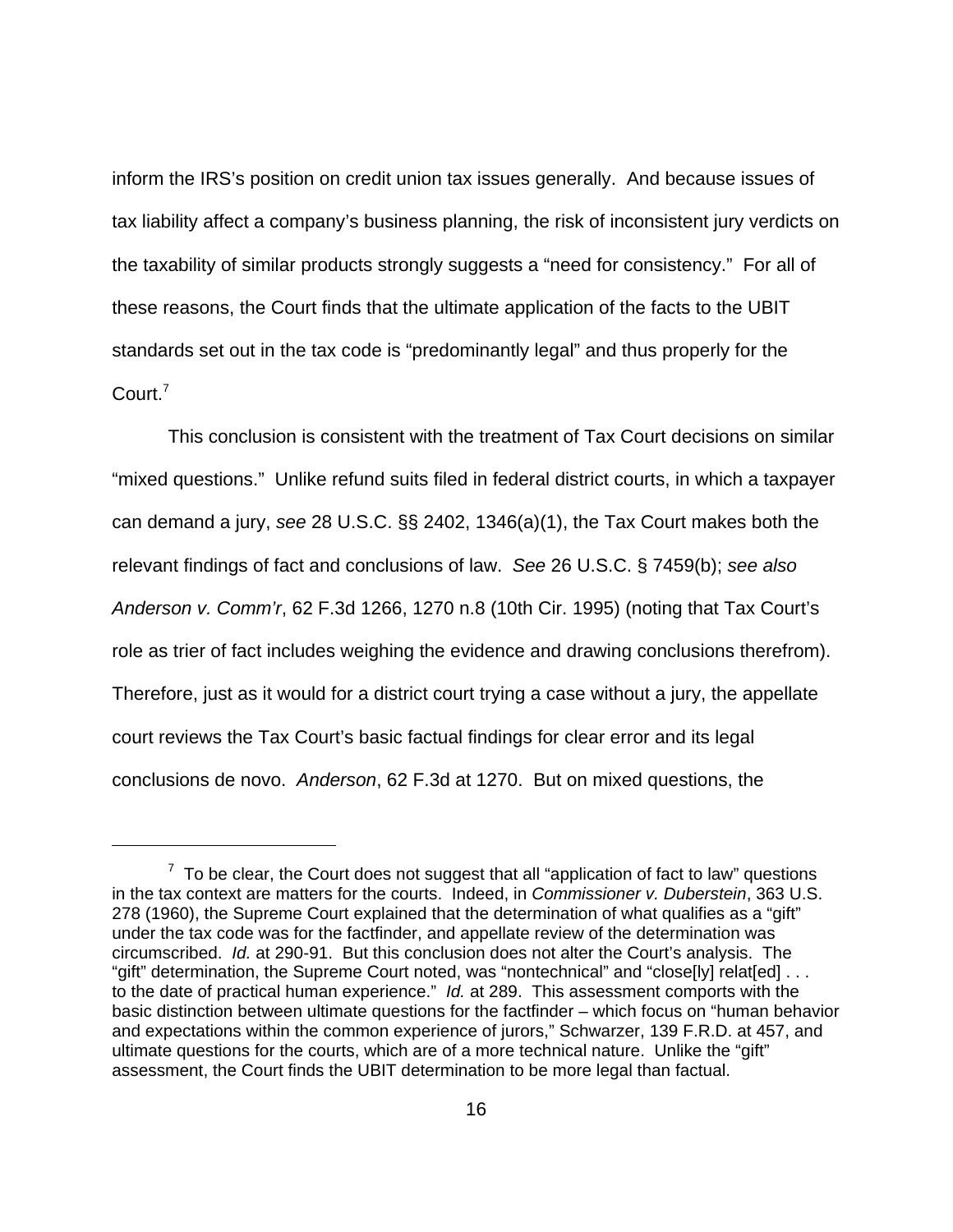inform the IRS's position on credit union tax issues generally. And because issues of tax liability affect a company's business planning, the risk of inconsistent jury verdicts on the taxability of similar products strongly suggests a "need for consistency." For all of these reasons, the Court finds that the ultimate application of the facts to the UBIT standards set out in the tax code is "predominantly legal" and thus properly for the Court.[7]

This conclusion is consistent with the treatment of Tax Court decisions on similar "mixed questions." Unlike refund suits filed in federal district courts, in which a taxpayer can demand a jury, *see* 28 U.S.C. §§ 2402, 1346(a)(1), the Tax Court makes both the relevant findings of fact and conclusions of law. *See* 26 U.S.C. § 7459(b); *see also Anderson v. Comm'r*, 62 F.3d 1266, 1270 n.8 (10th Cir. 1995) (noting that Tax Court's role as trier of fact includes weighing the evidence and drawing conclusions therefrom). Therefore, just as it would for a district court trying a case without a jury, the appellate court reviews the Tax Court's basic factual findings for clear error and its legal conclusions de novo. *Anderson*, 62 F.3d at 1270. But on mixed questions, the

---

[7] To be clear, the Court does not suggest that all "application of fact to law" questions in the tax context are matters for the courts. Indeed, in *Commissioner v. Duberstein*, 363 U.S. 278 (1960), the Supreme Court explained that the determination of what qualifies as a "gift" under the tax code was for the factfinder, and appellate review of the determination was circumscribed. *Id.* at 290-91. But this conclusion does not alter the Court's analysis. The "gift" determination, the Supreme Court noted, was "nontechnical" and "close[ly] relat[ed] . . . to the date of practical human experience." *Id.* at 289. This assessment comports with the basic distinction between ultimate questions for the factfinder – which focus on "human behavior and expectations within the common experience of jurors," Schwarzer, 139 F.R.D. at 457, and ultimate questions for the courts, which are of a more technical nature. Unlike the "gift" assessment, the Court finds the UBIT determination to be more legal than factual.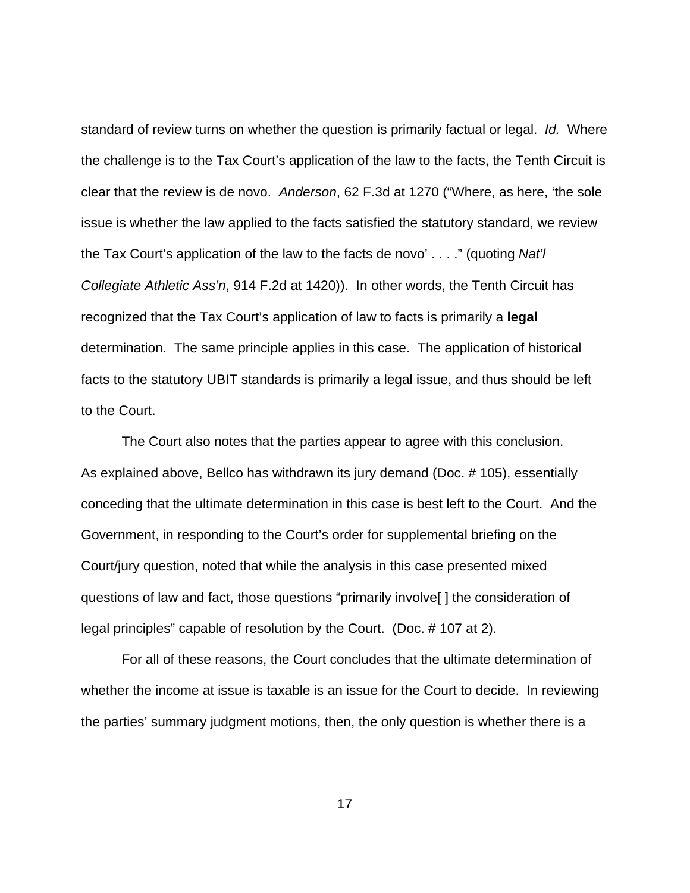standard of review turns on whether the question is primarily factual or legal. *Id.* Where the challenge is to the Tax Court's application of the law to the facts, the Tenth Circuit is clear that the review is de novo. *Anderson*, 62 F.3d at 1270 ("Where, as here, 'the sole issue is whether the law applied to the facts satisfied the statutory standard, we review the Tax Court's application of the law to the facts de novo' . . . ." (quoting *Nat'l Collegiate Athletic Ass'n*, 914 F.2d at 1420)). In other words, the Tenth Circuit has recognized that the Tax Court's application of law to facts is primarily a **legal** determination. The same principle applies in this case. The application of historical facts to the statutory UBIT standards is primarily a legal issue, and thus should be left to the Court.

The Court also notes that the parties appear to agree with this conclusion. As explained above, Bellco has withdrawn its jury demand (Doc. # 105), essentially conceding that the ultimate determination in this case is best left to the Court. And the Government, in responding to the Court's order for supplemental briefing on the Court/jury question, noted that while the analysis in this case presented mixed questions of law and fact, those questions "primarily involve[ ] the consideration of legal principles" capable of resolution by the Court. (Doc. # 107 at 2).

For all of these reasons, the Court concludes that the ultimate determination of whether the income at issue is taxable is an issue for the Court to decide. In reviewing the parties' summary judgment motions, then, the only question is whether there is a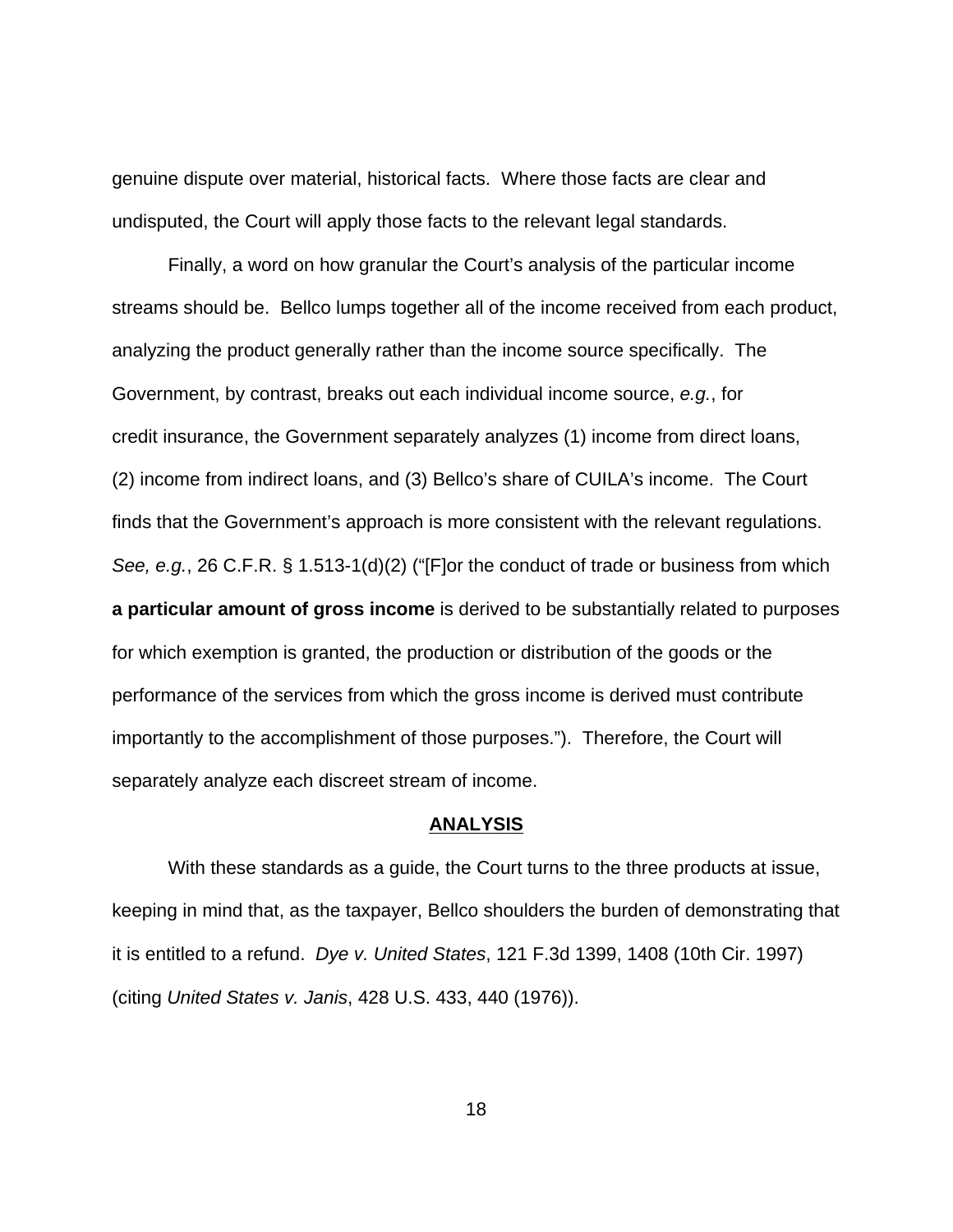genuine dispute over material, historical facts. Where those facts are clear and undisputed, the Court will apply those facts to the relevant legal standards.

Finally, a word on how granular the Court's analysis of the particular income streams should be. Bellco lumps together all of the income received from each product, analyzing the product generally rather than the income source specifically. The Government, by contrast, breaks out each individual income source, *e.g.*, for credit insurance, the Government separately analyzes (1) income from direct loans, (2) income from indirect loans, and (3) Bellco's share of CUILA's income. The Court finds that the Government's approach is more consistent with the relevant regulations. *See, e.g.*, 26 C.F.R. § 1.513-1(d)(2) ("[F]or the conduct of trade or business from which **a particular amount of gross income** is derived to be substantially related to purposes for which exemption is granted, the production or distribution of the goods or the performance of the services from which the gross income is derived must contribute importantly to the accomplishment of those purposes."). Therefore, the Court will separately analyze each discreet stream of income.

## ANALYSIS

With these standards as a guide, the Court turns to the three products at issue, keeping in mind that, as the taxpayer, Bellco shoulders the burden of demonstrating that it is entitled to a refund. *Dye v. United States*, 121 F.3d 1399, 1408 (10th Cir. 1997) (citing *United States v. Janis*, 428 U.S. 433, 440 (1976)).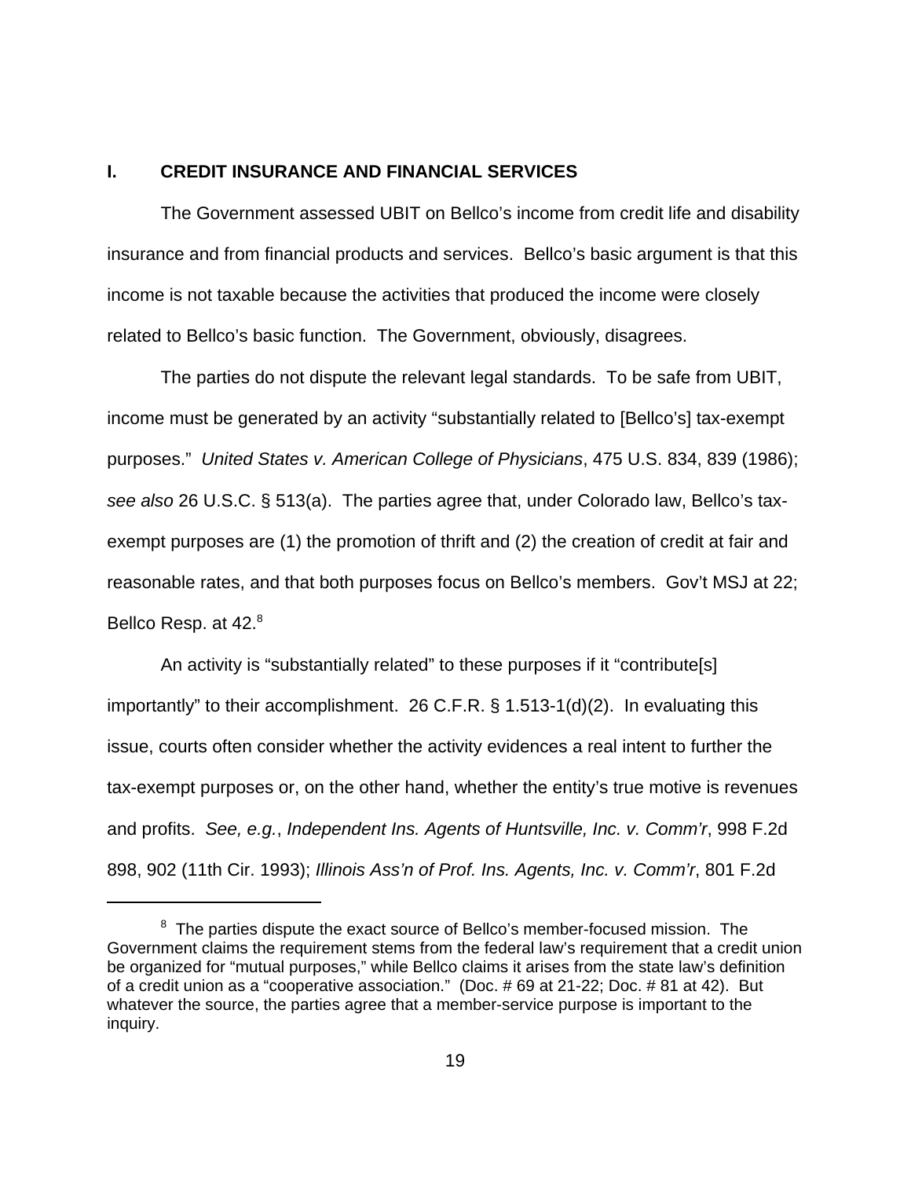## I. CREDIT INSURANCE AND FINANCIAL SERVICES

The Government assessed UBIT on Bellco's income from credit life and disability insurance and from financial products and services. Bellco's basic argument is that this income is not taxable because the activities that produced the income were closely related to Bellco's basic function. The Government, obviously, disagrees.

The parties do not dispute the relevant legal standards. To be safe from UBIT, income must be generated by an activity "substantially related to [Bellco's] tax-exempt purposes." *United States v. American College of Physicians*, 475 U.S. 834, 839 (1986); *see also* 26 U.S.C. § 513(a). The parties agree that, under Colorado law, Bellco's tax-exempt purposes are (1) the promotion of thrift and (2) the creation of credit at fair and reasonable rates, and that both purposes focus on Bellco's members. Gov't MSJ at 22; Bellco Resp. at 42.[8]

An activity is "substantially related" to these purposes if it "contribute[s] importantly" to their accomplishment. 26 C.F.R. § 1.513-1(d)(2). In evaluating this issue, courts often consider whether the activity evidences a real intent to further the tax-exempt purposes or, on the other hand, whether the entity's true motive is revenues and profits. *See, e.g.*, *Independent Ins. Agents of Huntsville, Inc. v. Comm'r*, 998 F.2d 898, 902 (11th Cir. 1993); *Illinois Ass'n of Prof. Ins. Agents, Inc. v. Comm'r*, 801 F.2d

---

[8] The parties dispute the exact source of Bellco's member-focused mission. The Government claims the requirement stems from the federal law's requirement that a credit union be organized for "mutual purposes," while Bellco claims it arises from the state law's definition of a credit union as a "cooperative association." (Doc. # 69 at 21-22; Doc. # 81 at 42). But whatever the source, the parties agree that a member-service purpose is important to the inquiry.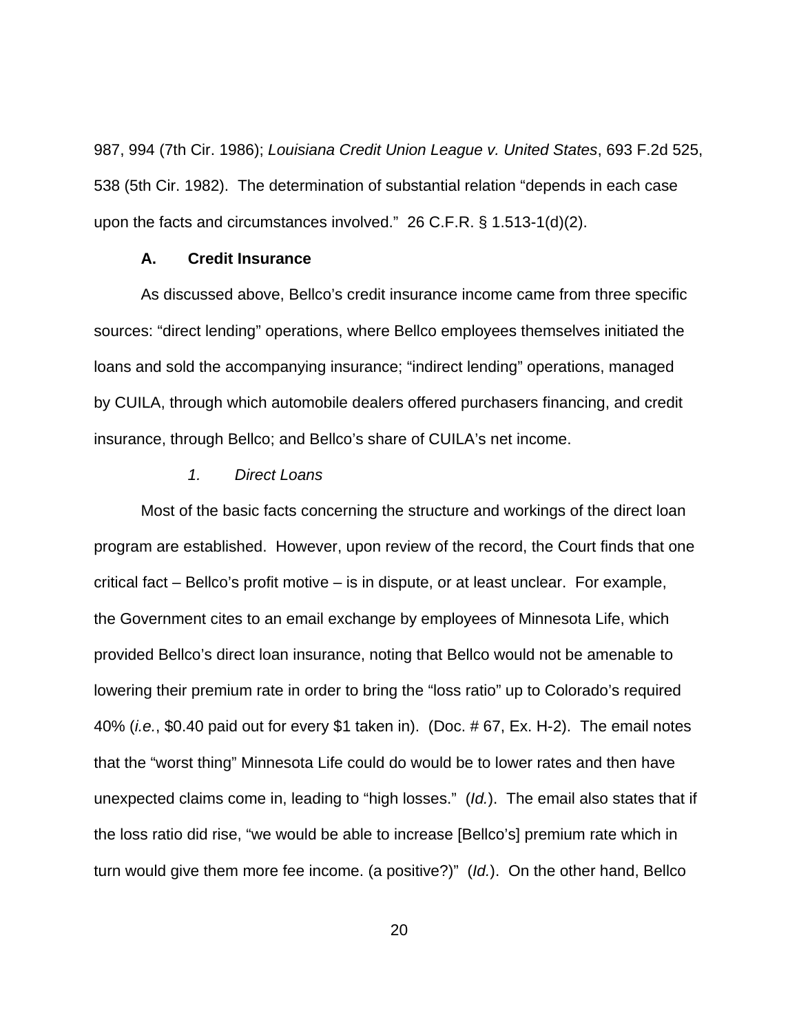987, 994 (7th Cir. 1986); *Louisiana Credit Union League v. United States*, 693 F.2d 525, 538 (5th Cir. 1982). The determination of substantial relation "depends in each case upon the facts and circumstances involved." 26 C.F.R. § 1.513-1(d)(2).

### A. Credit Insurance

As discussed above, Bellco's credit insurance income came from three specific sources: "direct lending" operations, where Bellco employees themselves initiated the loans and sold the accompanying insurance; "indirect lending" operations, managed by CUILA, through which automobile dealers offered purchasers financing, and credit insurance, through Bellco; and Bellco's share of CUILA's net income.

#### *1. Direct Loans*

Most of the basic facts concerning the structure and workings of the direct loan program are established. However, upon review of the record, the Court finds that one critical fact – Bellco's profit motive – is in dispute, or at least unclear. For example, the Government cites to an email exchange by employees of Minnesota Life, which provided Bellco's direct loan insurance, noting that Bellco would not be amenable to lowering their premium rate in order to bring the "loss ratio" up to Colorado's required 40% (*i.e.*, $0.40 paid out for every $1 taken in). (Doc. # 67, Ex. H-2). The email notes that the "worst thing" Minnesota Life could do would be to lower rates and then have unexpected claims come in, leading to "high losses." (*Id.*). The email also states that if the loss ratio did rise, "we would be able to increase [Bellco's] premium rate which in turn would give them more fee income. (a positive?)" (*Id.*). On the other hand, Bellco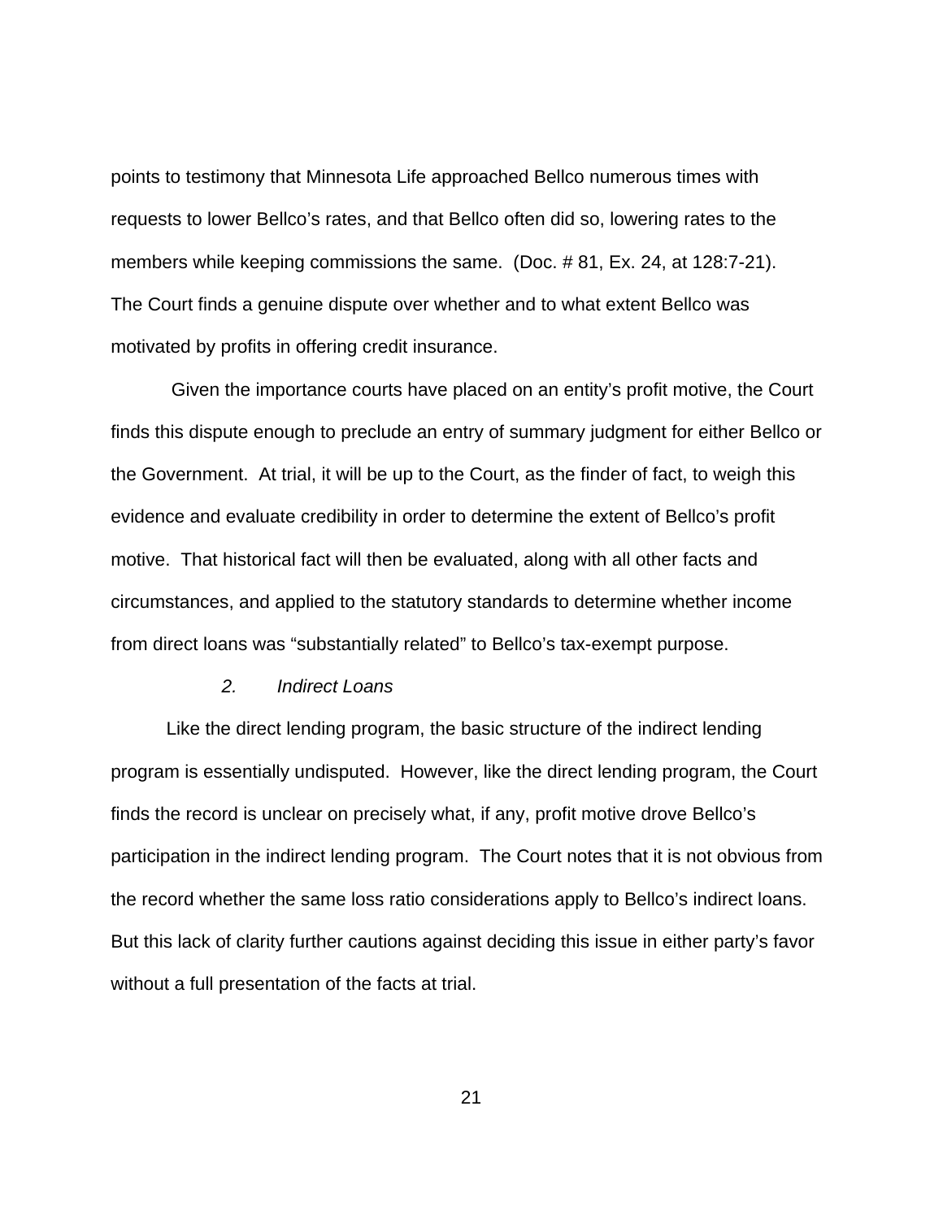points to testimony that Minnesota Life approached Bellco numerous times with requests to lower Bellco's rates, and that Bellco often did so, lowering rates to the members while keeping commissions the same. (Doc. # 81, Ex. 24, at 128:7-21). The Court finds a genuine dispute over whether and to what extent Bellco was motivated by profits in offering credit insurance.

Given the importance courts have placed on an entity's profit motive, the Court finds this dispute enough to preclude an entry of summary judgment for either Bellco or the Government. At trial, it will be up to the Court, as the finder of fact, to weigh this evidence and evaluate credibility in order to determine the extent of Bellco's profit motive. That historical fact will then be evaluated, along with all other facts and circumstances, and applied to the statutory standards to determine whether income from direct loans was "substantially related" to Bellco's tax-exempt purpose.

*2. Indirect Loans*

Like the direct lending program, the basic structure of the indirect lending program is essentially undisputed. However, like the direct lending program, the Court finds the record is unclear on precisely what, if any, profit motive drove Bellco's participation in the indirect lending program. The Court notes that it is not obvious from the record whether the same loss ratio considerations apply to Bellco's indirect loans. But this lack of clarity further cautions against deciding this issue in either party's favor without a full presentation of the facts at trial.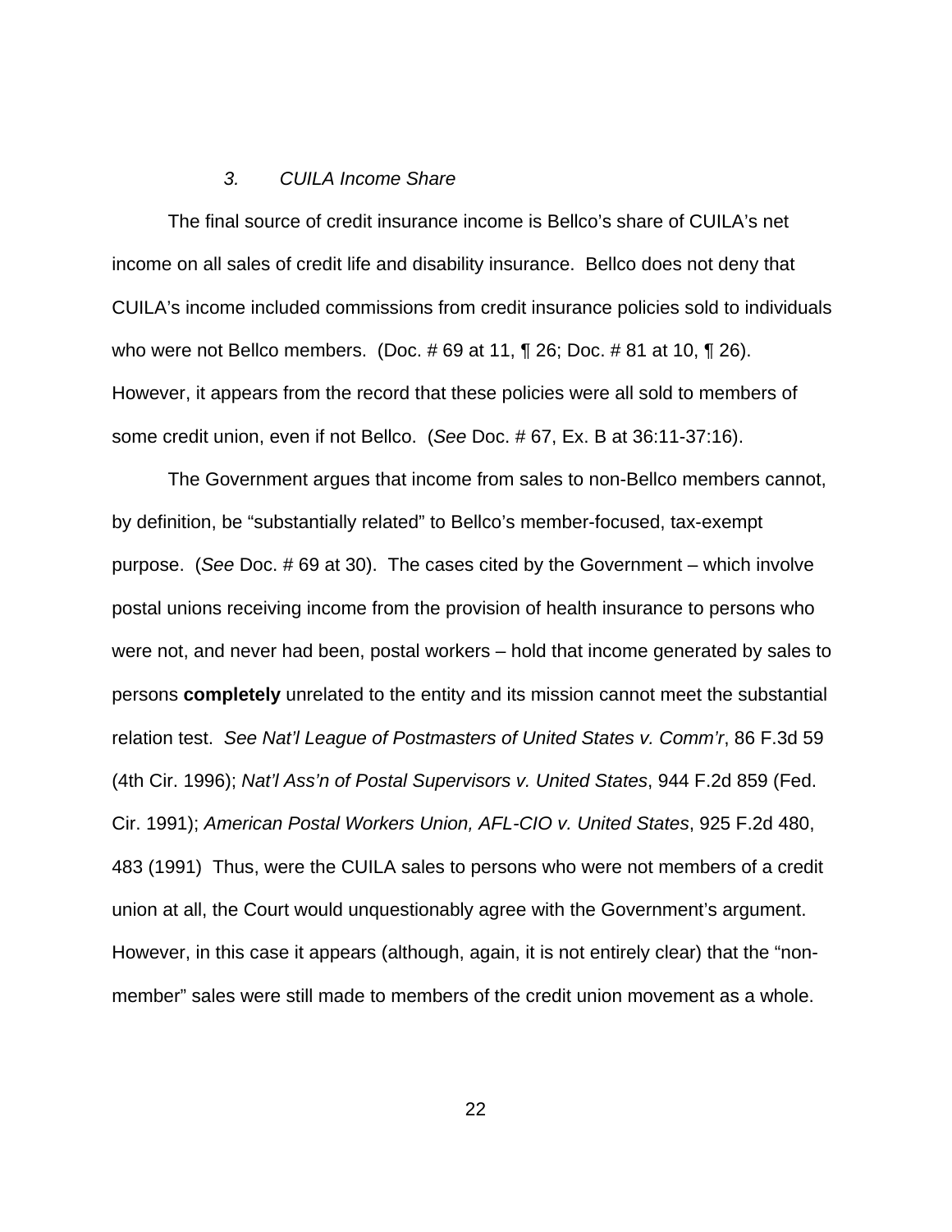### *3. CUILA Income Share*

The final source of credit insurance income is Bellco's share of CUILA's net income on all sales of credit life and disability insurance. Bellco does not deny that CUILA's income included commissions from credit insurance policies sold to individuals who were not Bellco members. (Doc. # 69 at 11, ¶ 26; Doc. # 81 at 10, ¶ 26). However, it appears from the record that these policies were all sold to members of some credit union, even if not Bellco. (*See* Doc. # 67, Ex. B at 36:11-37:16).

The Government argues that income from sales to non-Bellco members cannot, by definition, be "substantially related" to Bellco's member-focused, tax-exempt purpose. (*See* Doc. # 69 at 30). The cases cited by the Government – which involve postal unions receiving income from the provision of health insurance to persons who were not, and never had been, postal workers – hold that income generated by sales to persons **completely** unrelated to the entity and its mission cannot meet the substantial relation test. *See Nat'l League of Postmasters of United States v. Comm'r*, 86 F.3d 59 (4th Cir. 1996); *Nat'l Ass'n of Postal Supervisors v. United States*, 944 F.2d 859 (Fed. Cir. 1991); *American Postal Workers Union, AFL-CIO v. United States*, 925 F.2d 480, 483 (1991) Thus, were the CUILA sales to persons who were not members of a credit union at all, the Court would unquestionably agree with the Government's argument. However, in this case it appears (although, again, it is not entirely clear) that the "non-member" sales were still made to members of the credit union movement as a whole.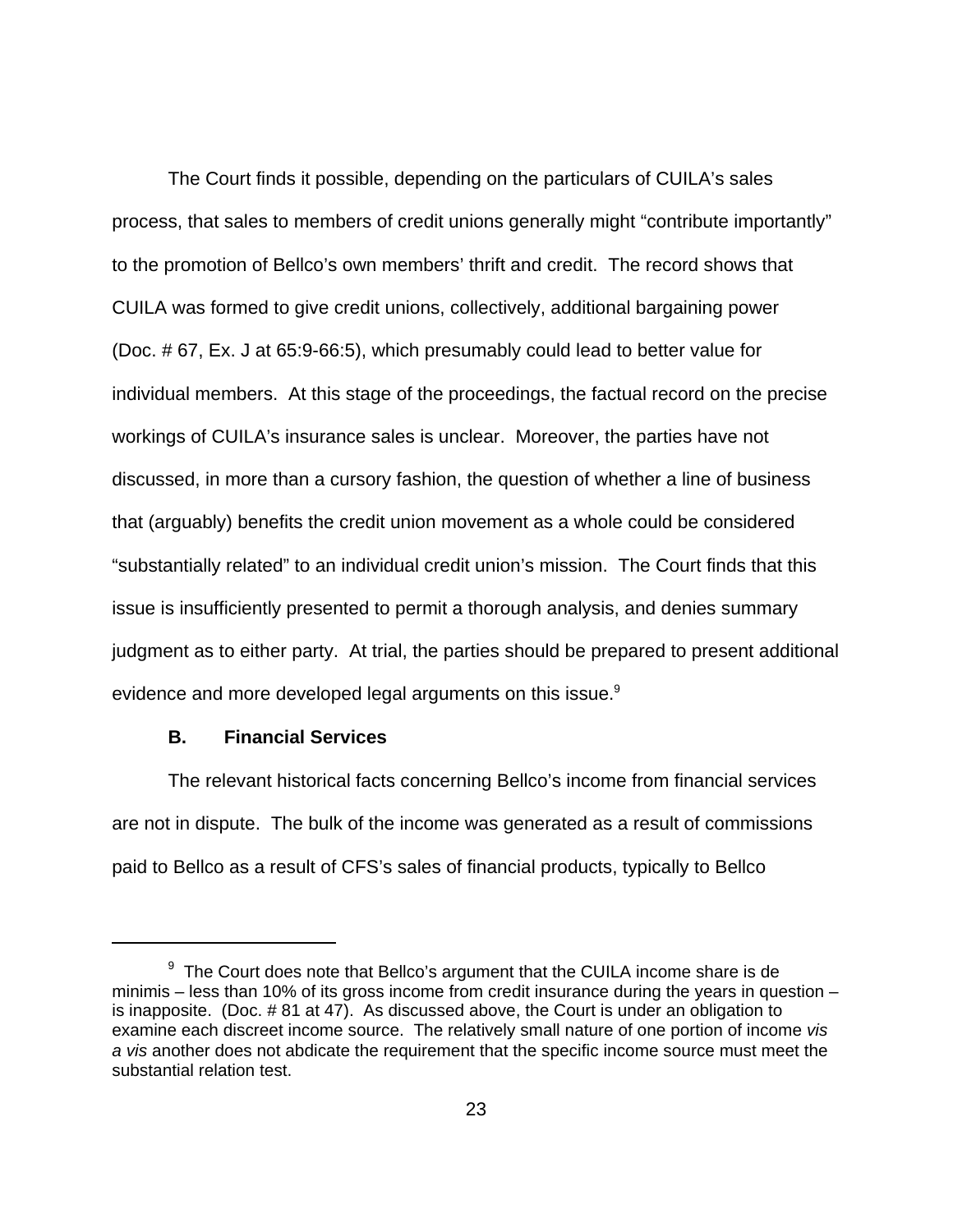The Court finds it possible, depending on the particulars of CUILA's sales process, that sales to members of credit unions generally might "contribute importantly" to the promotion of Bellco's own members' thrift and credit. The record shows that CUILA was formed to give credit unions, collectively, additional bargaining power (Doc. # 67, Ex. J at 65:9-66:5), which presumably could lead to better value for individual members. At this stage of the proceedings, the factual record on the precise workings of CUILA's insurance sales is unclear. Moreover, the parties have not discussed, in more than a cursory fashion, the question of whether a line of business that (arguably) benefits the credit union movement as a whole could be considered "substantially related" to an individual credit union's mission. The Court finds that this issue is insufficiently presented to permit a thorough analysis, and denies summary judgment as to either party. At trial, the parties should be prepared to present additional evidence and more developed legal arguments on this issue.[9]

### B. Financial Services

The relevant historical facts concerning Bellco's income from financial services are not in dispute. The bulk of the income was generated as a result of commissions paid to Bellco as a result of CFS's sales of financial products, typically to Bellco

---

[9] The Court does note that Bellco's argument that the CUILA income share is de minimis – less than 10% of its gross income from credit insurance during the years in question – is inapposite. (Doc. # 81 at 47). As discussed above, the Court is under an obligation to examine each discreet income source. The relatively small nature of one portion of income *vis a vis* another does not abdicate the requirement that the specific income source must meet the substantial relation test.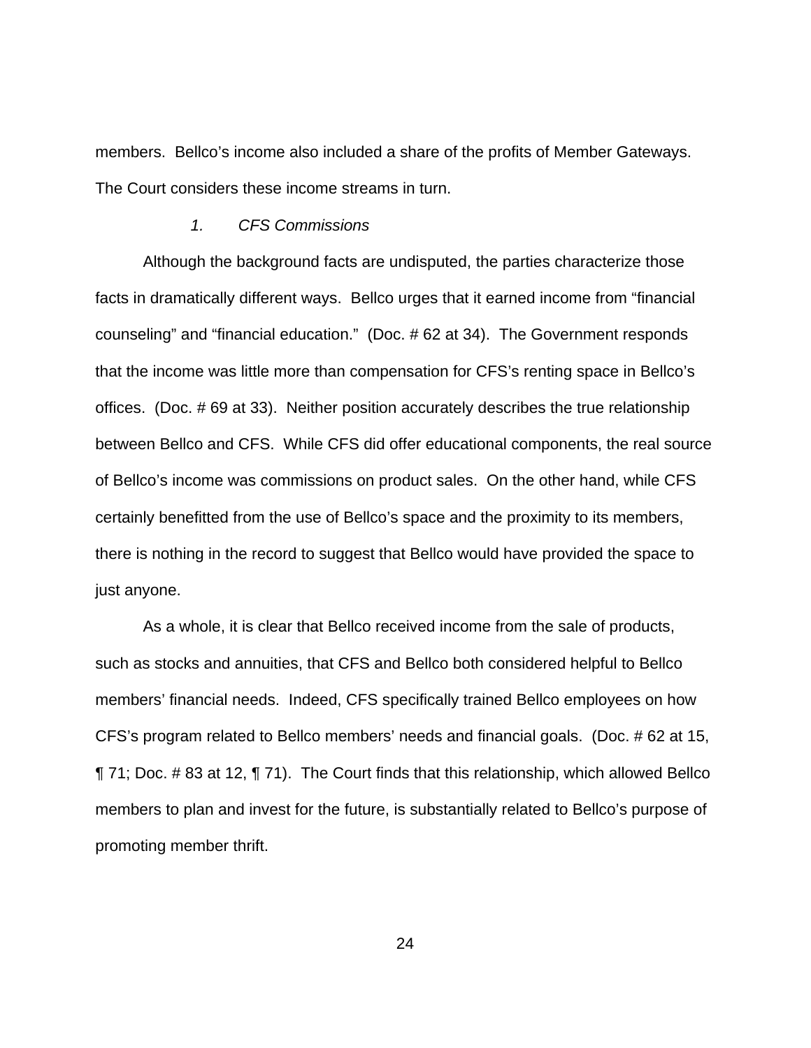members. Bellco's income also included a share of the profits of Member Gateways. The Court considers these income streams in turn.

*1. CFS Commissions*

Although the background facts are undisputed, the parties characterize those facts in dramatically different ways. Bellco urges that it earned income from "financial counseling" and "financial education." (Doc. # 62 at 34). The Government responds that the income was little more than compensation for CFS's renting space in Bellco's offices. (Doc. # 69 at 33). Neither position accurately describes the true relationship between Bellco and CFS. While CFS did offer educational components, the real source of Bellco's income was commissions on product sales. On the other hand, while CFS certainly benefitted from the use of Bellco's space and the proximity to its members, there is nothing in the record to suggest that Bellco would have provided the space to just anyone.

As a whole, it is clear that Bellco received income from the sale of products, such as stocks and annuities, that CFS and Bellco both considered helpful to Bellco members' financial needs. Indeed, CFS specifically trained Bellco employees on how CFS's program related to Bellco members' needs and financial goals. (Doc. # 62 at 15, ¶ 71; Doc. # 83 at 12, ¶ 71). The Court finds that this relationship, which allowed Bellco members to plan and invest for the future, is substantially related to Bellco's purpose of promoting member thrift.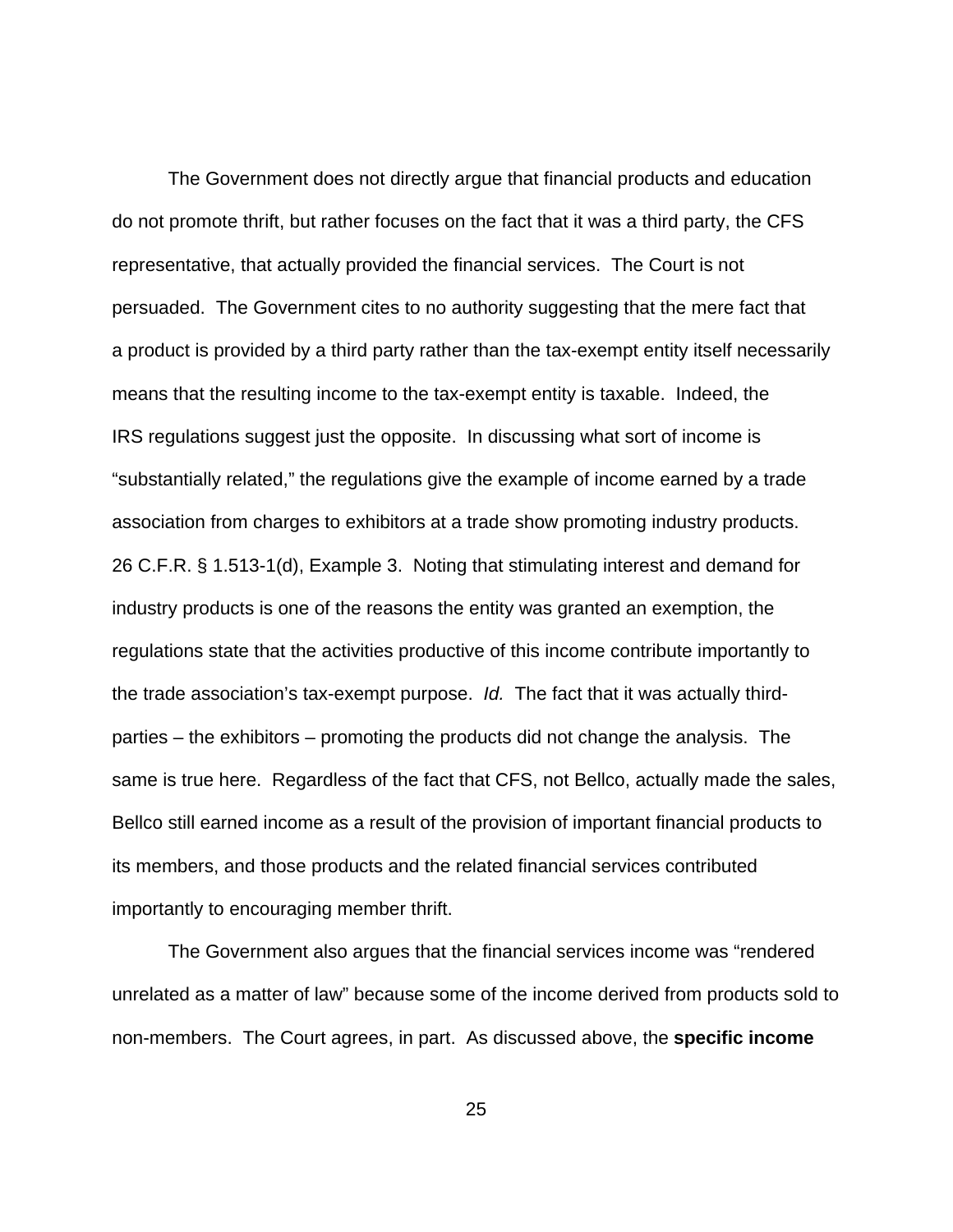The Government does not directly argue that financial products and education do not promote thrift, but rather focuses on the fact that it was a third party, the CFS representative, that actually provided the financial services. The Court is not persuaded. The Government cites to no authority suggesting that the mere fact that a product is provided by a third party rather than the tax-exempt entity itself necessarily means that the resulting income to the tax-exempt entity is taxable. Indeed, the IRS regulations suggest just the opposite. In discussing what sort of income is "substantially related," the regulations give the example of income earned by a trade association from charges to exhibitors at a trade show promoting industry products. 26 C.F.R. § 1.513-1(d), Example 3. Noting that stimulating interest and demand for industry products is one of the reasons the entity was granted an exemption, the regulations state that the activities productive of this income contribute importantly to the trade association's tax-exempt purpose. *Id.* The fact that it was actually third-parties – the exhibitors – promoting the products did not change the analysis. The same is true here. Regardless of the fact that CFS, not Bellco, actually made the sales, Bellco still earned income as a result of the provision of important financial products to its members, and those products and the related financial services contributed importantly to encouraging member thrift.

The Government also argues that the financial services income was "rendered unrelated as a matter of law" because some of the income derived from products sold to non-members. The Court agrees, in part. As discussed above, the **specific income**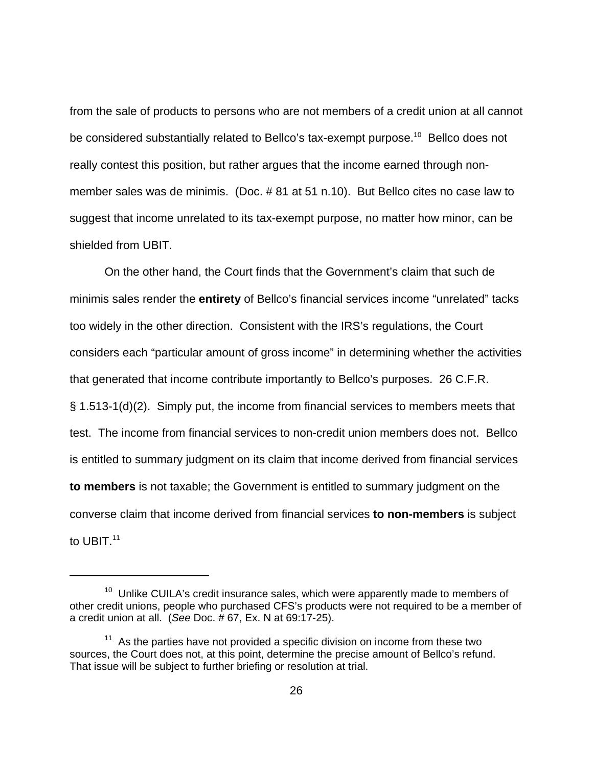from the sale of products to persons who are not members of a credit union at all cannot be considered substantially related to Bellco's tax-exempt purpose.[10] Bellco does not really contest this position, but rather argues that the income earned through non-member sales was de minimis. (Doc. # 81 at 51 n.10). But Bellco cites no case law to suggest that income unrelated to its tax-exempt purpose, no matter how minor, can be shielded from UBIT.

On the other hand, the Court finds that the Government's claim that such de minimis sales render the **entirety** of Bellco's financial services income "unrelated" tacks too widely in the other direction. Consistent with the IRS's regulations, the Court considers each "particular amount of gross income" in determining whether the activities that generated that income contribute importantly to Bellco's purposes. 26 C.F.R. § 1.513-1(d)(2). Simply put, the income from financial services to members meets that test. The income from financial services to non-credit union members does not. Bellco is entitled to summary judgment on its claim that income derived from financial services **to members** is not taxable; the Government is entitled to summary judgment on the converse claim that income derived from financial services **to non-members** is subject to UBIT.[11]

---

[10] Unlike CUILA's credit insurance sales, which were apparently made to members of other credit unions, people who purchased CFS's products were not required to be a member of a credit union at all. (*See* Doc. # 67, Ex. N at 69:17-25).

[11] As the parties have not provided a specific division on income from these two sources, the Court does not, at this point, determine the precise amount of Bellco's refund. That issue will be subject to further briefing or resolution at trial.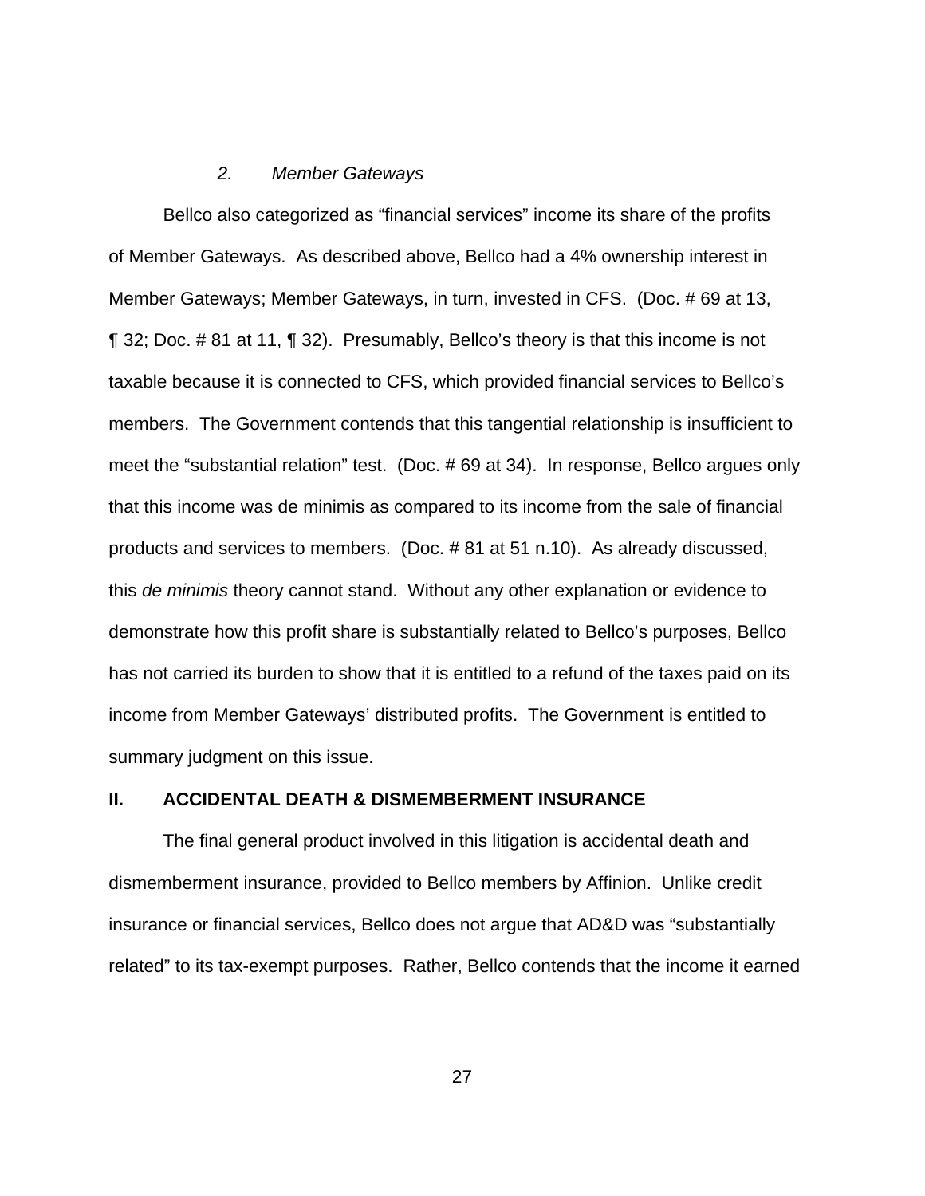### *2. Member Gateways*

Bellco also categorized as "financial services" income its share of the profits of Member Gateways. As described above, Bellco had a 4% ownership interest in Member Gateways; Member Gateways, in turn, invested in CFS. (Doc. # 69 at 13, ¶ 32; Doc. # 81 at 11, ¶ 32). Presumably, Bellco's theory is that this income is not taxable because it is connected to CFS, which provided financial services to Bellco's members. The Government contends that this tangential relationship is insufficient to meet the "substantial relation" test. (Doc. # 69 at 34). In response, Bellco argues only that this income was de minimis as compared to its income from the sale of financial products and services to members. (Doc. # 81 at 51 n.10). As already discussed, this *de minimis* theory cannot stand. Without any other explanation or evidence to demonstrate how this profit share is substantially related to Bellco's purposes, Bellco has not carried its burden to show that it is entitled to a refund of the taxes paid on its income from Member Gateways' distributed profits. The Government is entitled to summary judgment on this issue.

## II. ACCIDENTAL DEATH & DISMEMBERMENT INSURANCE

The final general product involved in this litigation is accidental death and dismemberment insurance, provided to Bellco members by Affinion. Unlike credit insurance or financial services, Bellco does not argue that AD&D was "substantially related" to its tax-exempt purposes. Rather, Bellco contends that the income it earned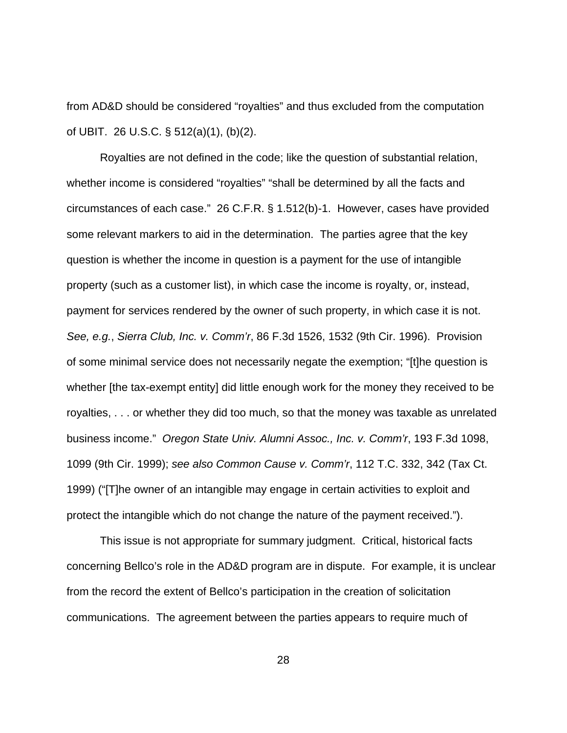from AD&D should be considered "royalties" and thus excluded from the computation of UBIT. 26 U.S.C. § 512(a)(1), (b)(2).

Royalties are not defined in the code; like the question of substantial relation, whether income is considered "royalties" "shall be determined by all the facts and circumstances of each case." 26 C.F.R. § 1.512(b)-1. However, cases have provided some relevant markers to aid in the determination. The parties agree that the key question is whether the income in question is a payment for the use of intangible property (such as a customer list), in which case the income is royalty, or, instead, payment for services rendered by the owner of such property, in which case it is not. *See, e.g.*, *Sierra Club, Inc. v. Comm'r*, 86 F.3d 1526, 1532 (9th Cir. 1996). Provision of some minimal service does not necessarily negate the exemption; "[t]he question is whether [the tax-exempt entity] did little enough work for the money they received to be royalties, . . . or whether they did too much, so that the money was taxable as unrelated business income." *Oregon State Univ. Alumni Assoc., Inc. v. Comm'r*, 193 F.3d 1098, 1099 (9th Cir. 1999); *see also Common Cause v. Comm'r*, 112 T.C. 332, 342 (Tax Ct. 1999) ("[T]he owner of an intangible may engage in certain activities to exploit and protect the intangible which do not change the nature of the payment received.").

This issue is not appropriate for summary judgment. Critical, historical facts concerning Bellco's role in the AD&D program are in dispute. For example, it is unclear from the record the extent of Bellco's participation in the creation of solicitation communications. The agreement between the parties appears to require much of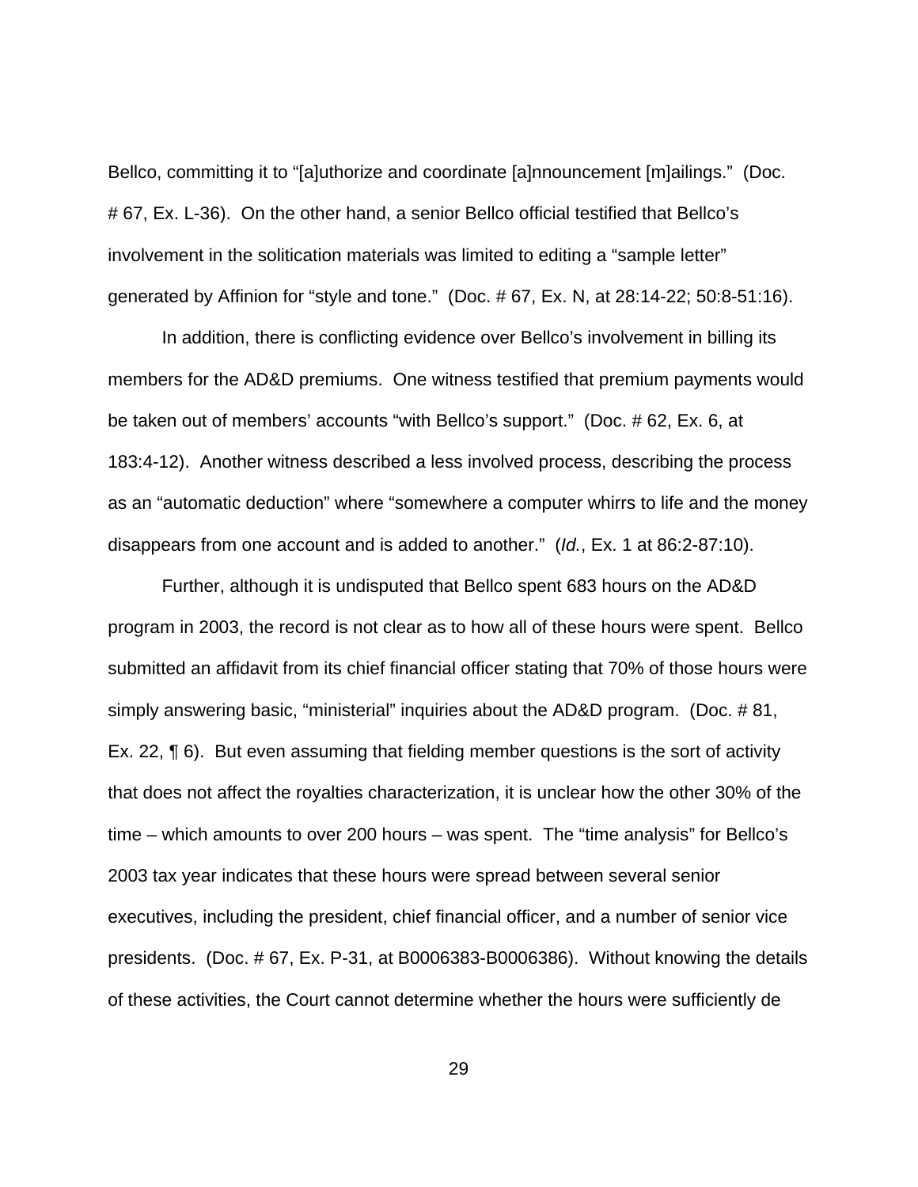Bellco, committing it to "[a]uthorize and coordinate [a]nnouncement [m]ailings." (Doc. # 67, Ex. L-36). On the other hand, a senior Bellco official testified that Bellco's involvement in the solitication materials was limited to editing a "sample letter" generated by Affinion for "style and tone." (Doc. # 67, Ex. N, at 28:14-22; 50:8-51:16).

In addition, there is conflicting evidence over Bellco's involvement in billing its members for the AD&D premiums. One witness testified that premium payments would be taken out of members' accounts "with Bellco's support." (Doc. # 62, Ex. 6, at 183:4-12). Another witness described a less involved process, describing the process as an "automatic deduction" where "somewhere a computer whirrs to life and the money disappears from one account and is added to another." (*Id.*, Ex. 1 at 86:2-87:10).

Further, although it is undisputed that Bellco spent 683 hours on the AD&D program in 2003, the record is not clear as to how all of these hours were spent. Bellco submitted an affidavit from its chief financial officer stating that 70% of those hours were simply answering basic, "ministerial" inquiries about the AD&D program. (Doc. # 81, Ex. 22, ¶ 6). But even assuming that fielding member questions is the sort of activity that does not affect the royalties characterization, it is unclear how the other 30% of the time – which amounts to over 200 hours – was spent. The "time analysis" for Bellco's 2003 tax year indicates that these hours were spread between several senior executives, including the president, chief financial officer, and a number of senior vice presidents. (Doc. # 67, Ex. P-31, at B0006383-B0006386). Without knowing the details of these activities, the Court cannot determine whether the hours were sufficiently de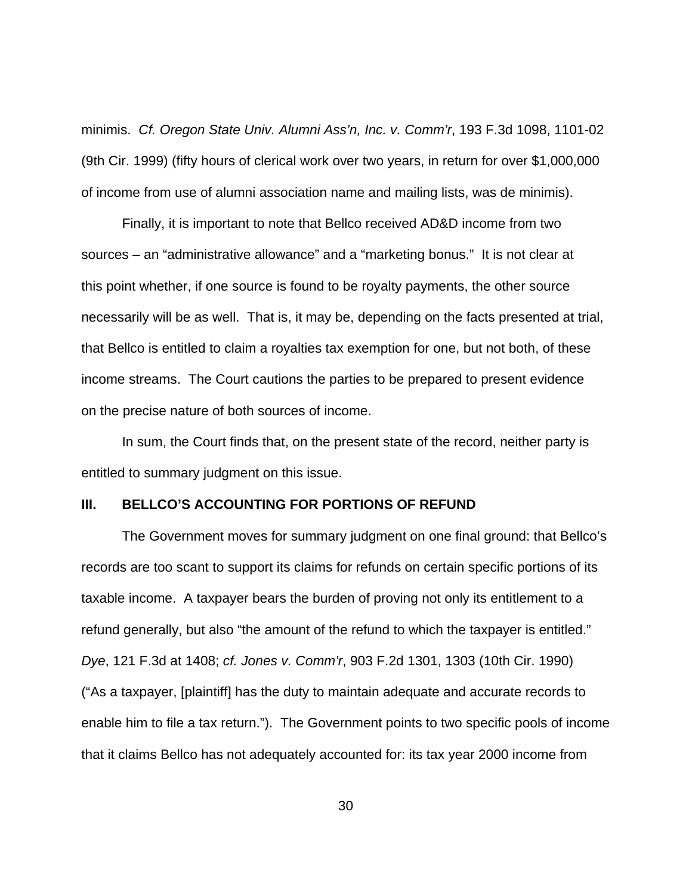minimis. *Cf. Oregon State Univ. Alumni Ass'n, Inc. v. Comm'r*, 193 F.3d 1098, 1101-02 (9th Cir. 1999) (fifty hours of clerical work over two years, in return for over $1,000,000 of income from use of alumni association name and mailing lists, was de minimis).

Finally, it is important to note that Bellco received AD&D income from two sources – an "administrative allowance" and a "marketing bonus." It is not clear at this point whether, if one source is found to be royalty payments, the other source necessarily will be as well. That is, it may be, depending on the facts presented at trial, that Bellco is entitled to claim a royalties tax exemption for one, but not both, of these income streams. The Court cautions the parties to be prepared to present evidence on the precise nature of both sources of income.

In sum, the Court finds that, on the present state of the record, neither party is entitled to summary judgment on this issue.

## III. BELLCO'S ACCOUNTING FOR PORTIONS OF REFUND

The Government moves for summary judgment on one final ground: that Bellco's records are too scant to support its claims for refunds on certain specific portions of its taxable income. A taxpayer bears the burden of proving not only its entitlement to a refund generally, but also "the amount of the refund to which the taxpayer is entitled." *Dye*, 121 F.3d at 1408; *cf. Jones v. Comm'r*, 903 F.2d 1301, 1303 (10th Cir. 1990) ("As a taxpayer, [plaintiff] has the duty to maintain adequate and accurate records to enable him to file a tax return."). The Government points to two specific pools of income that it claims Bellco has not adequately accounted for: its tax year 2000 income from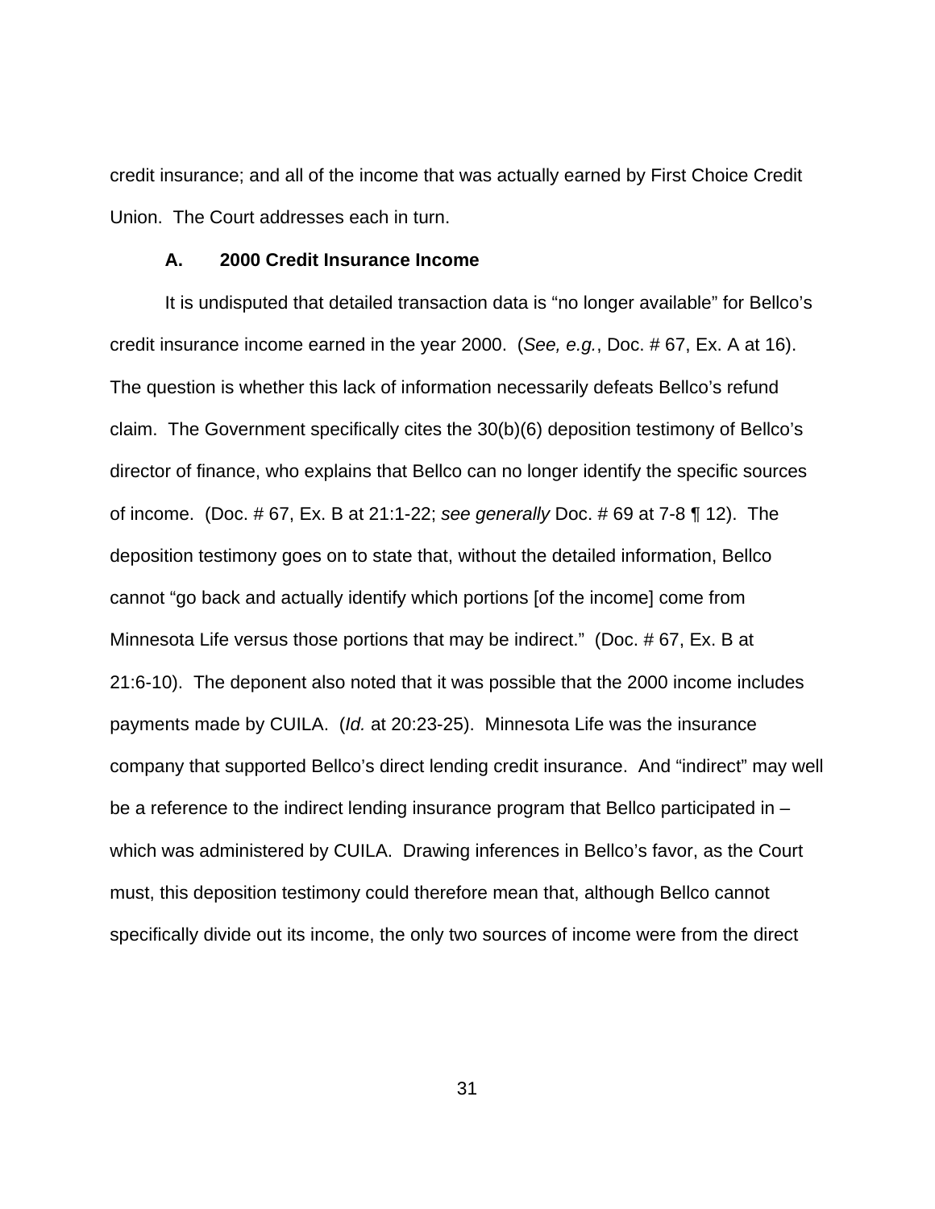credit insurance; and all of the income that was actually earned by First Choice Credit Union. The Court addresses each in turn.

### A. 2000 Credit Insurance Income

It is undisputed that detailed transaction data is “no longer available” for Bellco’s credit insurance income earned in the year 2000. (*See, e.g.*, Doc. # 67, Ex. A at 16). The question is whether this lack of information necessarily defeats Bellco’s refund claim. The Government specifically cites the 30(b)(6) deposition testimony of Bellco’s director of finance, who explains that Bellco can no longer identify the specific sources of income. (Doc. # 67, Ex. B at 21:1-22; *see generally* Doc. # 69 at 7-8 ¶ 12). The deposition testimony goes on to state that, without the detailed information, Bellco cannot “go back and actually identify which portions [of the income] come from Minnesota Life versus those portions that may be indirect.” (Doc. # 67, Ex. B at 21:6-10). The deponent also noted that it was possible that the 2000 income includes payments made by CUILA. (*Id.* at 20:23-25). Minnesota Life was the insurance company that supported Bellco’s direct lending credit insurance. And “indirect” may well be a reference to the indirect lending insurance program that Bellco participated in – which was administered by CUILA. Drawing inferences in Bellco’s favor, as the Court must, this deposition testimony could therefore mean that, although Bellco cannot specifically divide out its income, the only two sources of income were from the direct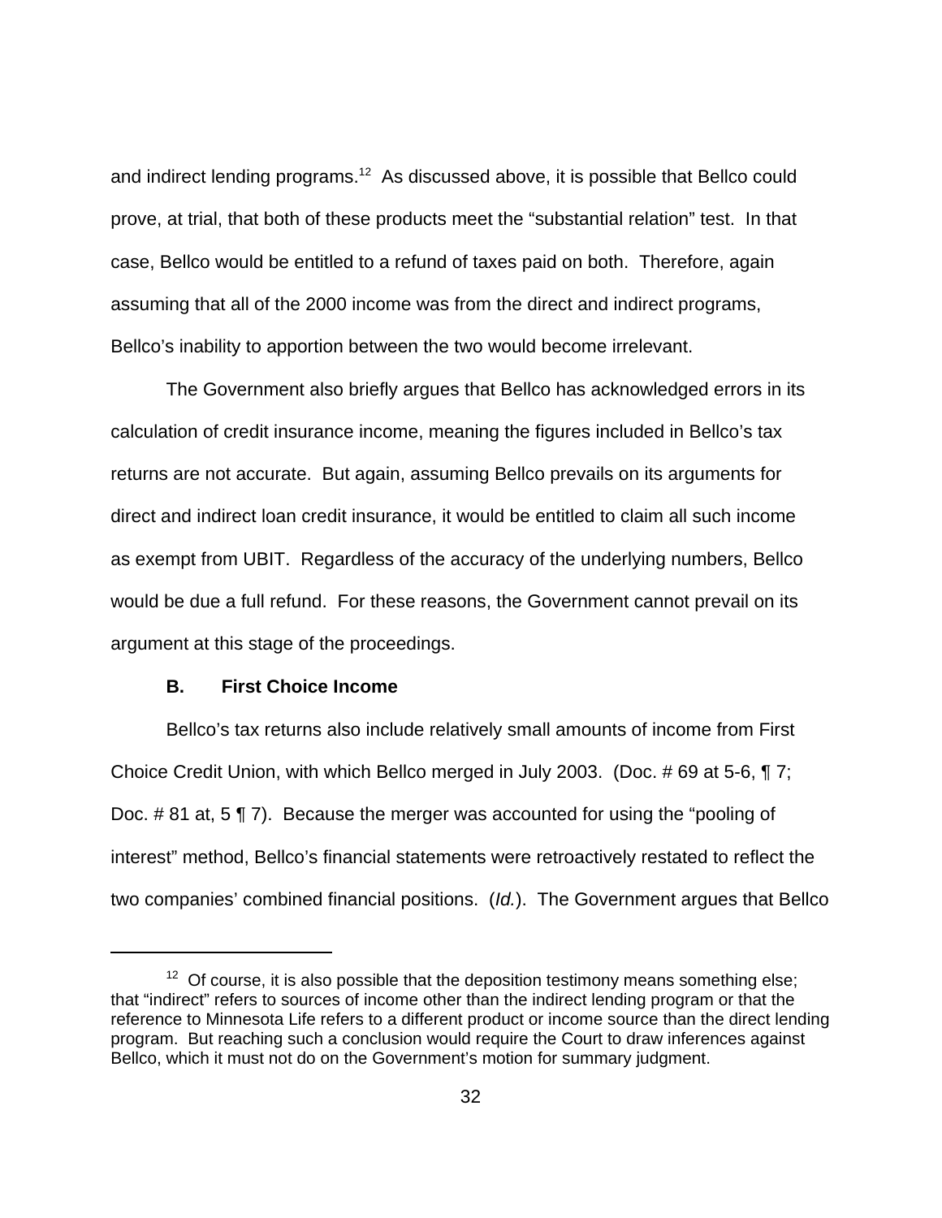and indirect lending programs.[12] As discussed above, it is possible that Bellco could prove, at trial, that both of these products meet the "substantial relation" test. In that case, Bellco would be entitled to a refund of taxes paid on both. Therefore, again assuming that all of the 2000 income was from the direct and indirect programs, Bellco's inability to apportion between the two would become irrelevant.

The Government also briefly argues that Bellco has acknowledged errors in its calculation of credit insurance income, meaning the figures included in Bellco's tax returns are not accurate. But again, assuming Bellco prevails on its arguments for direct and indirect loan credit insurance, it would be entitled to claim all such income as exempt from UBIT. Regardless of the accuracy of the underlying numbers, Bellco would be due a full refund. For these reasons, the Government cannot prevail on its argument at this stage of the proceedings.

### B. First Choice Income

Bellco's tax returns also include relatively small amounts of income from First Choice Credit Union, with which Bellco merged in July 2003. (Doc. # 69 at 5-6, ¶ 7; Doc. # 81 at, 5 ¶ 7). Because the merger was accounted for using the "pooling of interest" method, Bellco's financial statements were retroactively restated to reflect the two companies' combined financial positions. (*Id.*). The Government argues that Bellco

---

[12] Of course, it is also possible that the deposition testimony means something else; that "indirect" refers to sources of income other than the indirect lending program or that the reference to Minnesota Life refers to a different product or income source than the direct lending program. But reaching such a conclusion would require the Court to draw inferences against Bellco, which it must not do on the Government's motion for summary judgment.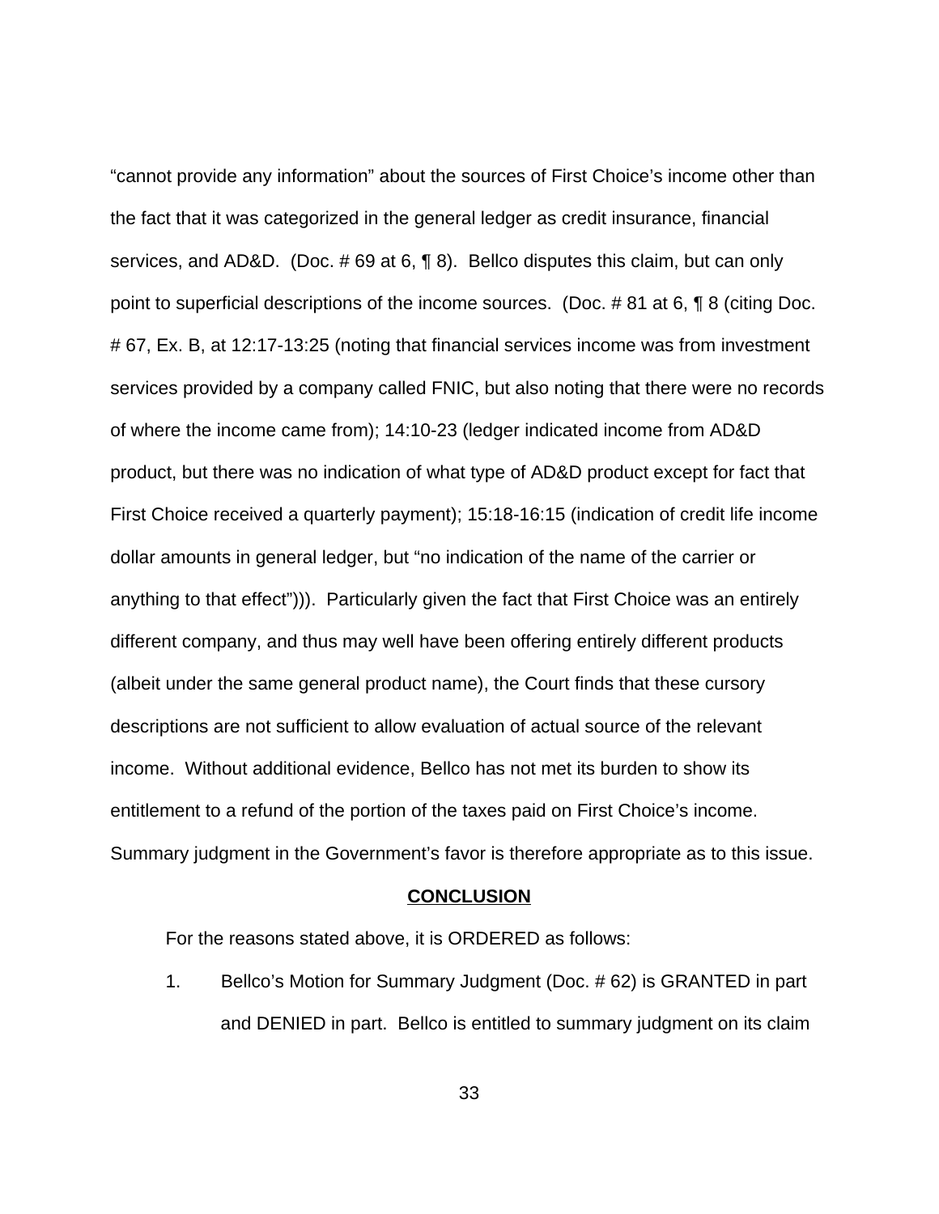"cannot provide any information" about the sources of First Choice's income other than the fact that it was categorized in the general ledger as credit insurance, financial services, and AD&D. (Doc. # 69 at 6, ¶ 8). Bellco disputes this claim, but can only point to superficial descriptions of the income sources. (Doc. # 81 at 6, ¶ 8 (citing Doc. # 67, Ex. B, at 12:17-13:25 (noting that financial services income was from investment services provided by a company called FNIC, but also noting that there were no records of where the income came from); 14:10-23 (ledger indicated income from AD&D product, but there was no indication of what type of AD&D product except for fact that First Choice received a quarterly payment); 15:18-16:15 (indication of credit life income dollar amounts in general ledger, but "no indication of the name of the carrier or anything to that effect"))). Particularly given the fact that First Choice was an entirely different company, and thus may well have been offering entirely different products (albeit under the same general product name), the Court finds that these cursory descriptions are not sufficient to allow evaluation of actual source of the relevant income. Without additional evidence, Bellco has not met its burden to show its entitlement to a refund of the portion of the taxes paid on First Choice's income. Summary judgment in the Government's favor is therefore appropriate as to this issue.

## CONCLUSION

For the reasons stated above, it is ORDERED as follows:

1. Bellco's Motion for Summary Judgment (Doc. # 62) is GRANTED in part and DENIED in part. Bellco is entitled to summary judgment on its claim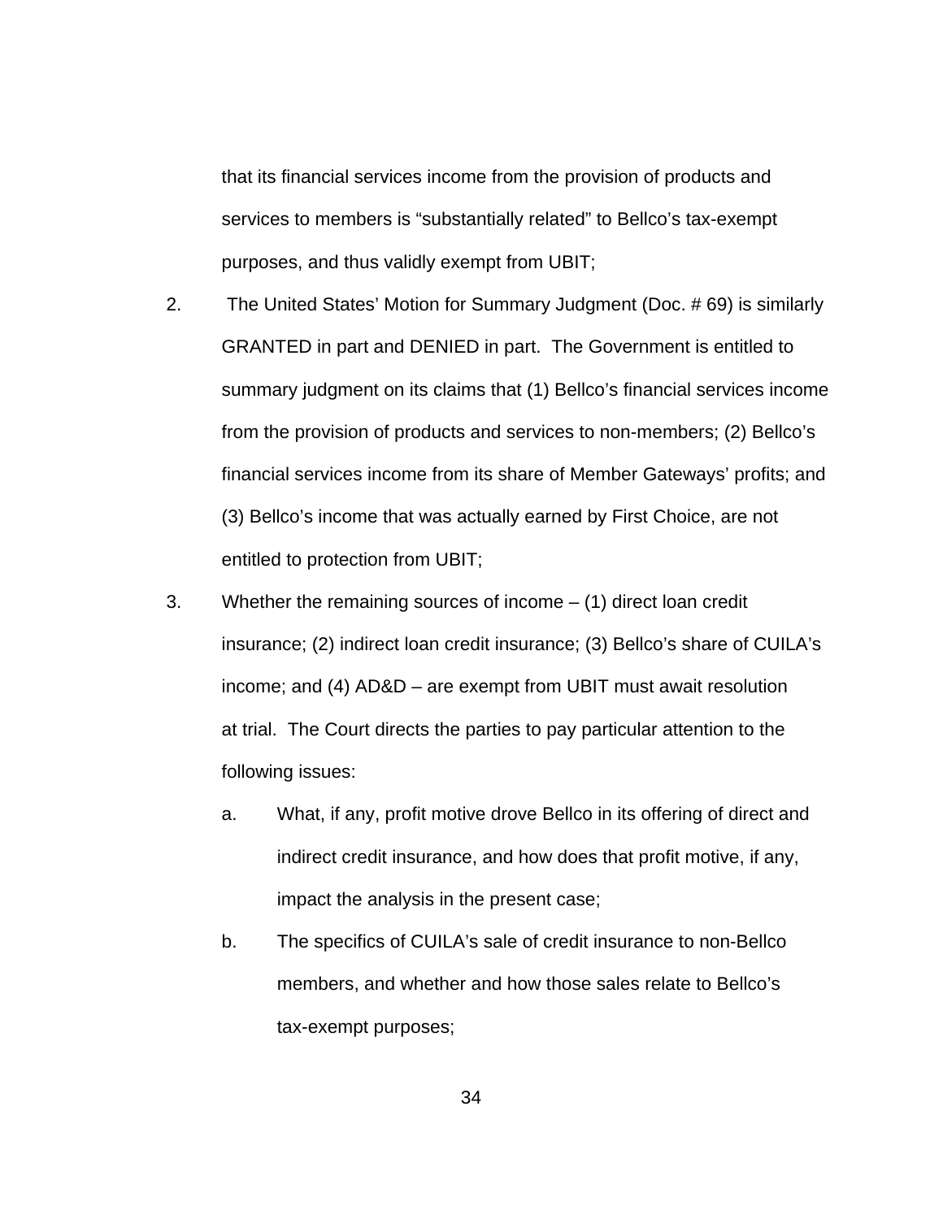that its financial services income from the provision of products and services to members is "substantially related" to Bellco's tax-exempt purposes, and thus validly exempt from UBIT;

2. The United States' Motion for Summary Judgment (Doc. # 69) is similarly GRANTED in part and DENIED in part. The Government is entitled to summary judgment on its claims that (1) Bellco's financial services income from the provision of products and services to non-members; (2) Bellco's financial services income from its share of Member Gateways' profits; and (3) Bellco's income that was actually earned by First Choice, are not entitled to protection from UBIT;

3. Whether the remaining sources of income – (1) direct loan credit insurance; (2) indirect loan credit insurance; (3) Bellco's share of CUILA's income; and (4) AD&D – are exempt from UBIT must await resolution at trial. The Court directs the parties to pay particular attention to the following issues:

   a. What, if any, profit motive drove Bellco in its offering of direct and indirect credit insurance, and how does that profit motive, if any, impact the analysis in the present case;

   b. The specifics of CUILA's sale of credit insurance to non-Bellco members, and whether and how those sales relate to Bellco's tax-exempt purposes;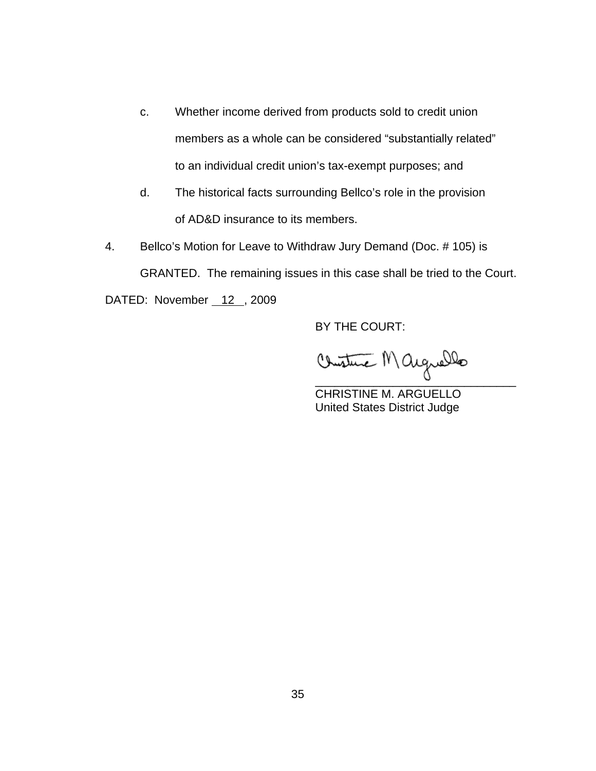c. Whether income derived from products sold to credit union members as a whole can be considered “substantially related” to an individual credit union’s tax-exempt purposes; and

d. The historical facts surrounding Bellco’s role in the provision of AD&D insurance to its members.

4. Bellco’s Motion for Leave to Withdraw Jury Demand (Doc. # 105) is GRANTED. The remaining issues in this case shall be tried to the Court.

DATED: November 12, 2009

BY THE COURT:

Christine M Arguello
_______________________________
CHRISTINE M. ARGUELLO
United States District Judge